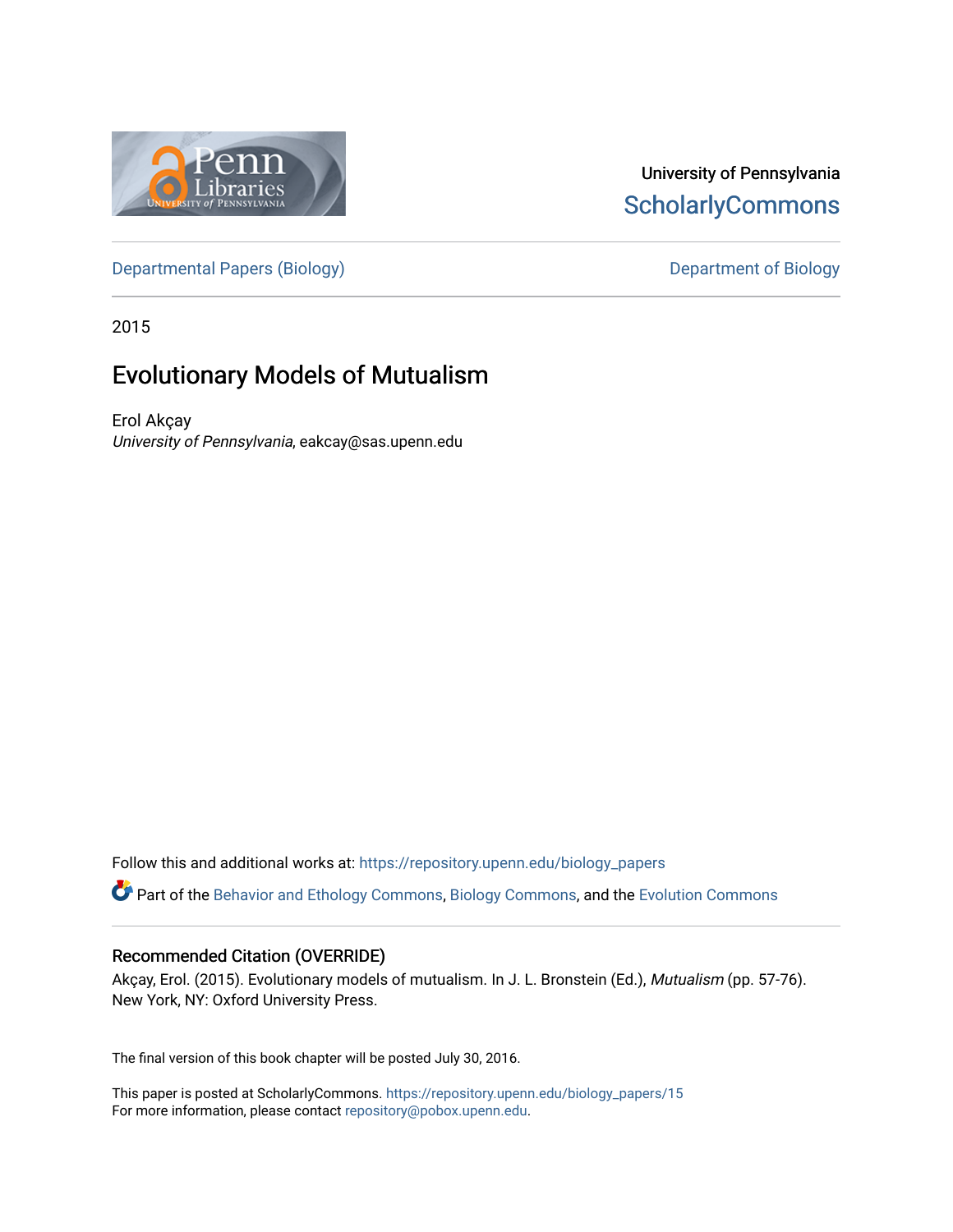University of Pennsylvania
ScholarlyCommons

Departmental Papers (Biology) | Department of Biology

2015

# Evolutionary Models of Mutualism

Erol Akçay
*University of Pennsylvania*, eakcay@sas.upenn.edu

Follow this and additional works at: https://repository.upenn.edu/biology_papers

Part of the Behavior and Ethology Commons, Biology Commons, and the Evolution Commons

### Recommended Citation (OVERRIDE)

Akçay, Erol. (2015). Evolutionary models of mutualism. In J. L. Bronstein (Ed.), *Mutualism* (pp. 57-76). New York, NY: Oxford University Press.

The final version of this book chapter will be posted July 30, 2016.

This paper is posted at ScholarlyCommons. https://repository.upenn.edu/biology_papers/15
For more information, please contact repository@pobox.upenn.edu.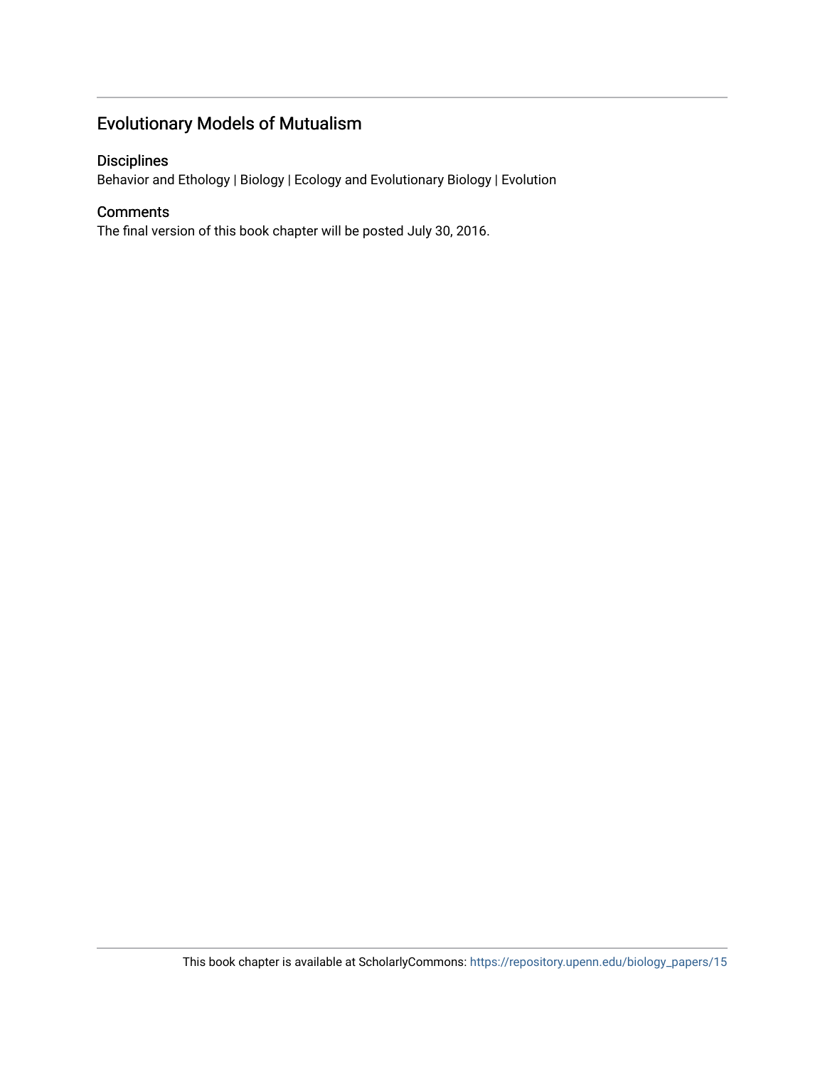## Evolutionary Models of Mutualism

### Disciplines

Behavior and Ethology | Biology | Ecology and Evolutionary Biology | Evolution

### Comments

The final version of this book chapter will be posted July 30, 2016.

This book chapter is available at ScholarlyCommons: https://repository.upenn.edu/biology_papers/15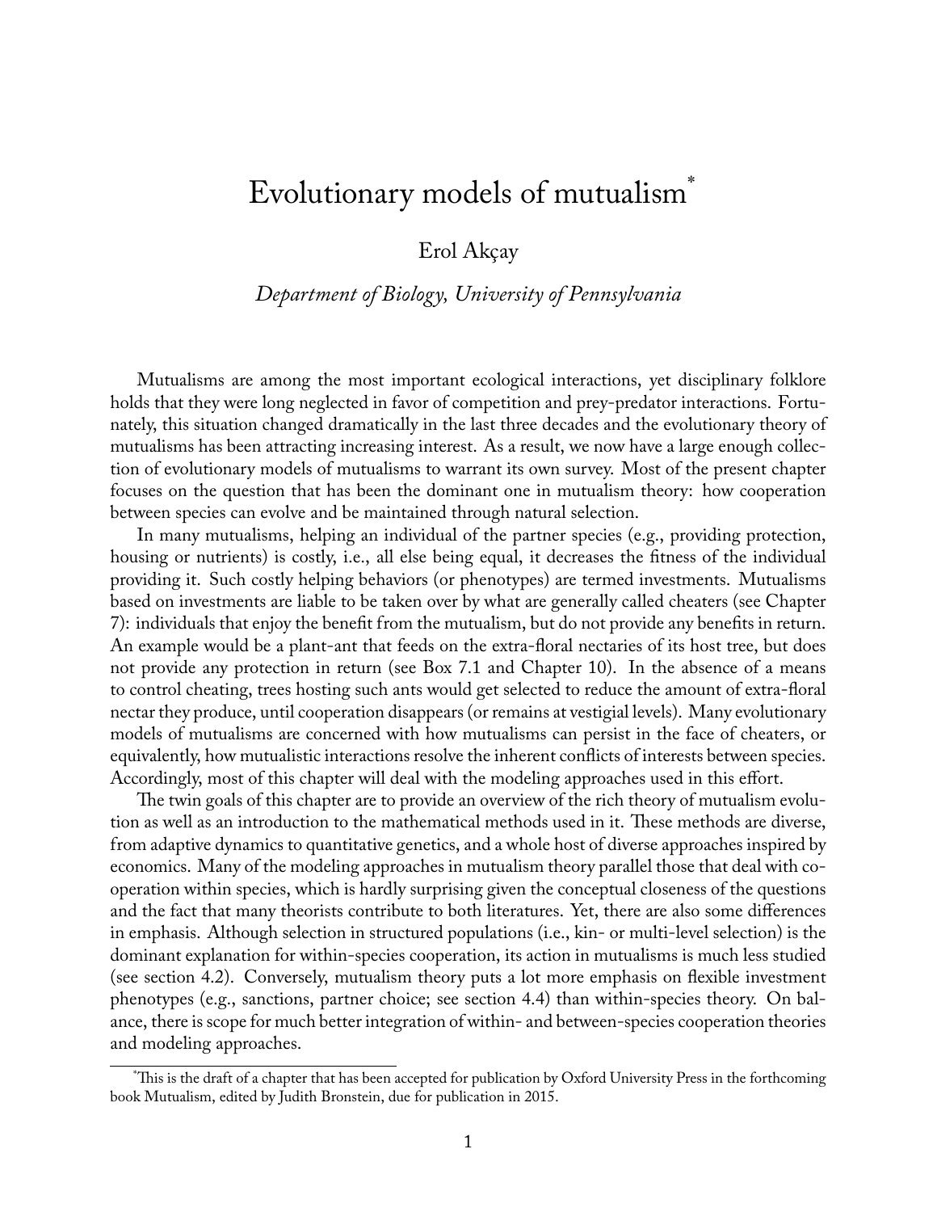# Evolutionary models of mutualism[*]

Erol Akçay

*Department of Biology, University of Pennsylvania*

Mutualisms are among the most important ecological interactions, yet disciplinary folklore holds that they were long neglected in favor of competition and prey-predator interactions. Fortunately, this situation changed dramatically in the last three decades and the evolutionary theory of mutualisms has been attracting increasing interest. As a result, we now have a large enough collection of evolutionary models of mutualisms to warrant its own survey. Most of the present chapter focuses on the question that has been the dominant one in mutualism theory: how cooperation between species can evolve and be maintained through natural selection.

In many mutualisms, helping an individual of the partner species (e.g., providing protection, housing or nutrients) is costly, i.e., all else being equal, it decreases the fitness of the individual providing it. Such costly helping behaviors (or phenotypes) are termed investments. Mutualisms based on investments are liable to be taken over by what are generally called cheaters (see Chapter 7): individuals that enjoy the benefit from the mutualism, but do not provide any benefits in return. An example would be a plant-ant that feeds on the extra-floral nectaries of its host tree, but does not provide any protection in return (see Box 7.1 and Chapter 10). In the absence of a means to control cheating, trees hosting such ants would get selected to reduce the amount of extra-floral nectar they produce, until cooperation disappears (or remains at vestigial levels). Many evolutionary models of mutualisms are concerned with how mutualisms can persist in the face of cheaters, or equivalently, how mutualistic interactions resolve the inherent conflicts of interests between species. Accordingly, most of this chapter will deal with the modeling approaches used in this effort.

The twin goals of this chapter are to provide an overview of the rich theory of mutualism evolution as well as an introduction to the mathematical methods used in it. These methods are diverse, from adaptive dynamics to quantitative genetics, and a whole host of diverse approaches inspired by economics. Many of the modeling approaches in mutualism theory parallel those that deal with cooperation within species, which is hardly surprising given the conceptual closeness of the questions and the fact that many theorists contribute to both literatures. Yet, there are also some differences in emphasis. Although selection in structured populations (i.e., kin- or multi-level selection) is the dominant explanation for within-species cooperation, its action in mutualisms is much less studied (see section 4.2). Conversely, mutualism theory puts a lot more emphasis on flexible investment phenotypes (e.g., sanctions, partner choice; see section 4.4) than within-species theory. On balance, there is scope for much better integration of within- and between-species cooperation theories and modeling approaches.

[*] This is the draft of a chapter that has been accepted for publication by Oxford University Press in the forthcoming book Mutualism, edited by Judith Bronstein, due for publication in 2015.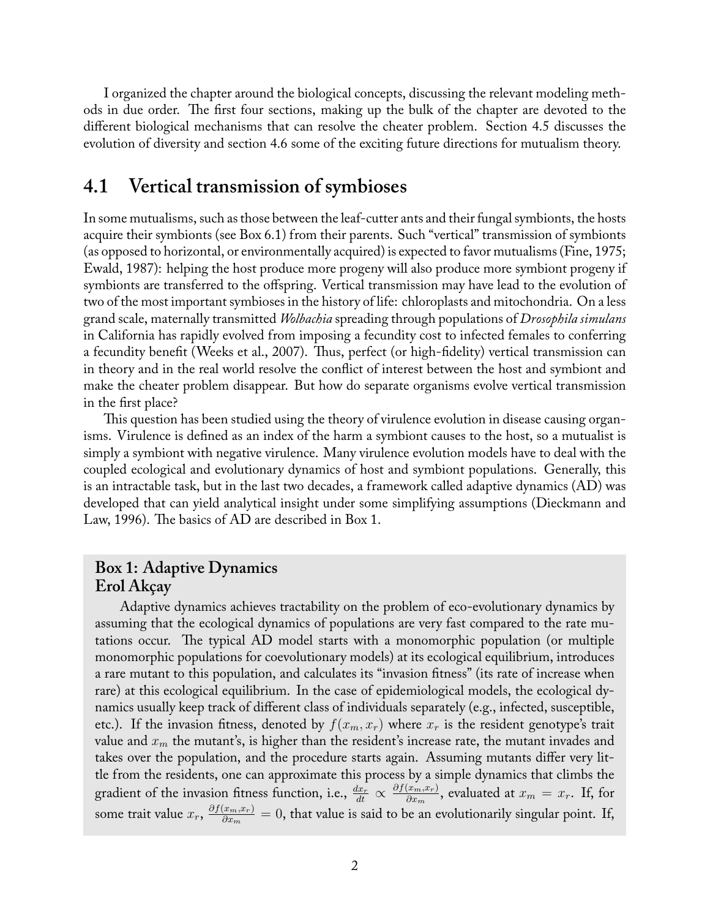I organized the chapter around the biological concepts, discussing the relevant modeling methods in due order. The first four sections, making up the bulk of the chapter are devoted to the different biological mechanisms that can resolve the cheater problem. Section 4.5 discusses the evolution of diversity and section 4.6 some of the exciting future directions for mutualism theory.

## 4.1 Vertical transmission of symbioses

In some mutualisms, such as those between the leaf-cutter ants and their fungal symbionts, the hosts acquire their symbionts (see Box 6.1) from their parents. Such "vertical" transmission of symbionts (as opposed to horizontal, or environmentally acquired) is expected to favor mutualisms (Fine, 1975; Ewald, 1987): helping the host produce more progeny will also produce more symbiont progeny if symbionts are transferred to the offspring. Vertical transmission may have lead to the evolution of two of the most important symbioses in the history of life: chloroplasts and mitochondria. On a less grand scale, maternally transmitted *Wolbachia* spreading through populations of *Drosophila simulans* in California has rapidly evolved from imposing a fecundity cost to infected females to conferring a fecundity benefit (Weeks et al., 2007). Thus, perfect (or high-fidelity) vertical transmission can in theory and in the real world resolve the conflict of interest between the host and symbiont and make the cheater problem disappear. But how do separate organisms evolve vertical transmission in the first place?

This question has been studied using the theory of virulence evolution in disease causing organisms. Virulence is defined as an index of the harm a symbiont causes to the host, so a mutualist is simply a symbiont with negative virulence. Many virulence evolution models have to deal with the coupled ecological and evolutionary dynamics of host and symbiont populations. Generally, this is an intractable task, but in the last two decades, a framework called adaptive dynamics (AD) was developed that can yield analytical insight under some simplifying assumptions (Dieckmann and Law, 1996). The basics of AD are described in Box 1.

**Box 1: Adaptive Dynamics**
**Erol Akçay**

Adaptive dynamics achieves tractability on the problem of eco-evolutionary dynamics by assuming that the ecological dynamics of populations are very fast compared to the rate mutations occur. The typical AD model starts with a monomorphic population (or multiple monomorphic populations for coevolutionary models) at its ecological equilibrium, introduces a rare mutant to this population, and calculates its "invasion fitness" (its rate of increase when rare) at this ecological equilibrium. In the case of epidemiological models, the ecological dynamics usually keep track of different class of individuals separately (e.g., infected, susceptible, etc.). If the invasion fitness, denoted by $f(x_m, x_r)$ where $x_r$ is the resident genotype's trait value and $x_m$ the mutant's, is higher than the resident's increase rate, the mutant invades and takes over the population, and the procedure starts again. Assuming mutants differ very little from the residents, one can approximate this process by a simple dynamics that climbs the gradient of the invasion fitness function, i.e., $\frac{dx_r}{dt} \propto \frac{\partial f(x_m,x_r)}{\partial x_m}$, evaluated at $x_m = x_r$. If, for some trait value $x_r$, $\frac{\partial f(x_m,x_r)}{\partial x_m} = 0$, that value is said to be an evolutionarily singular point. If,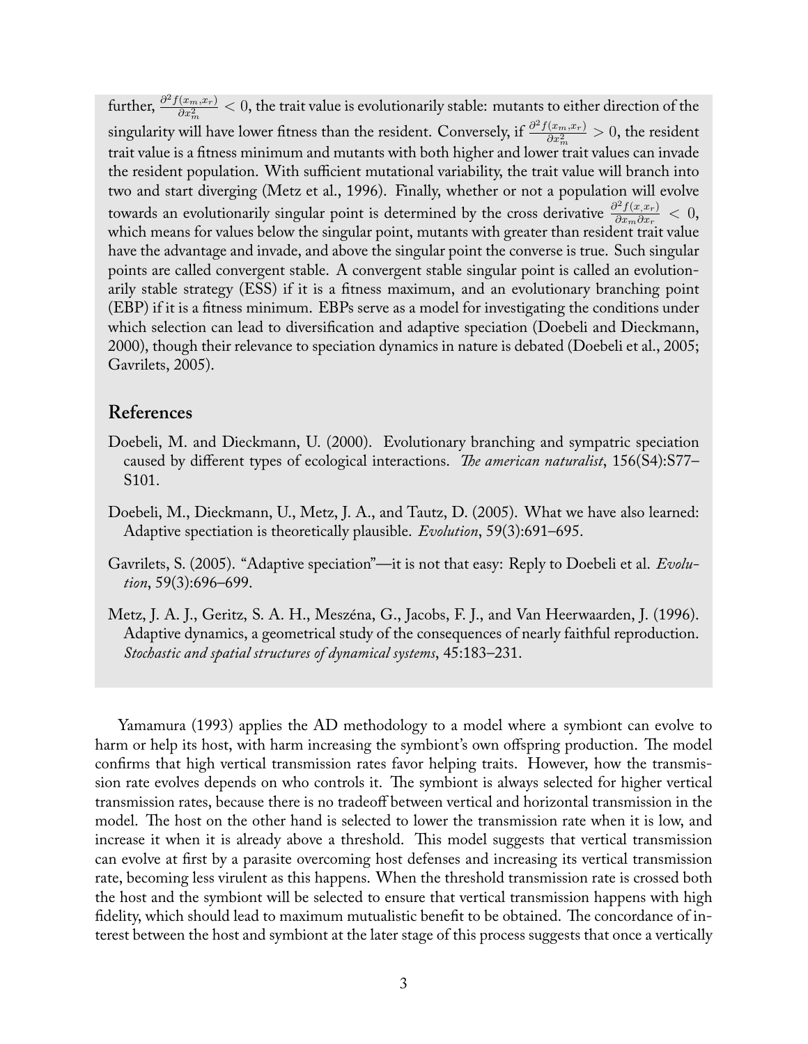further, $\frac{\partial^2 f(x_m,x_r)}{\partial x_m^2} < 0$, the trait value is evolutionarily stable: mutants to either direction of the singularity will have lower fitness than the resident. Conversely, if $\frac{\partial^2 f(x_m,x_r)}{\partial x_m^2} > 0$, the resident trait value is a fitness minimum and mutants with both higher and lower trait values can invade the resident population. With sufficient mutational variability, the trait value will branch into two and start diverging (Metz et al., 1996). Finally, whether or not a population will evolve towards an evolutionarily singular point is determined by the cross derivative $\frac{\partial^2 f(x,x_r)}{\partial x_m \partial x_r} < 0$, which means for values below the singular point, mutants with greater than resident trait value have the advantage and invade, and above the singular point the converse is true. Such singular points are called convergent stable. A convergent stable singular point is called an evolutionarily stable strategy (ESS) if it is a fitness maximum, and an evolutionary branching point (EBP) if it is a fitness minimum. EBPs serve as a model for investigating the conditions under which selection can lead to diversification and adaptive speciation (Doebeli and Dieckmann, 2000), though their relevance to speciation dynamics in nature is debated (Doebeli et al., 2005; Gavrilets, 2005).

## References

Doebeli, M. and Dieckmann, U. (2000). Evolutionary branching and sympatric speciation caused by different types of ecological interactions. *The american naturalist*, 156(S4):S77–S101.

Doebeli, M., Dieckmann, U., Metz, J. A., and Tautz, D. (2005). What we have also learned: Adaptive spectiation is theoretically plausible. *Evolution*, 59(3):691–695.

Gavrilets, S. (2005). "Adaptive speciation"—it is not that easy: Reply to Doebeli et al. *Evolution*, 59(3):696–699.

Metz, J. A. J., Geritz, S. A. H., Meszéna, G., Jacobs, F. J., and Van Heerwaarden, J. (1996). Adaptive dynamics, a geometrical study of the consequences of nearly faithful reproduction. *Stochastic and spatial structures of dynamical systems*, 45:183–231.

Yamamura (1993) applies the AD methodology to a model where a symbiont can evolve to harm or help its host, with harm increasing the symbiont's own offspring production. The model confirms that high vertical transmission rates favor helping traits. However, how the transmission rate evolves depends on who controls it. The symbiont is always selected for higher vertical transmission rates, because there is no tradeoff between vertical and horizontal transmission in the model. The host on the other hand is selected to lower the transmission rate when it is low, and increase it when it is already above a threshold. This model suggests that vertical transmission can evolve at first by a parasite overcoming host defenses and increasing its vertical transmission rate, becoming less virulent as this happens. When the threshold transmission rate is crossed both the host and the symbiont will be selected to ensure that vertical transmission happens with high fidelity, which should lead to maximum mutualistic benefit to be obtained. The concordance of interest between the host and symbiont at the later stage of this process suggests that once a vertically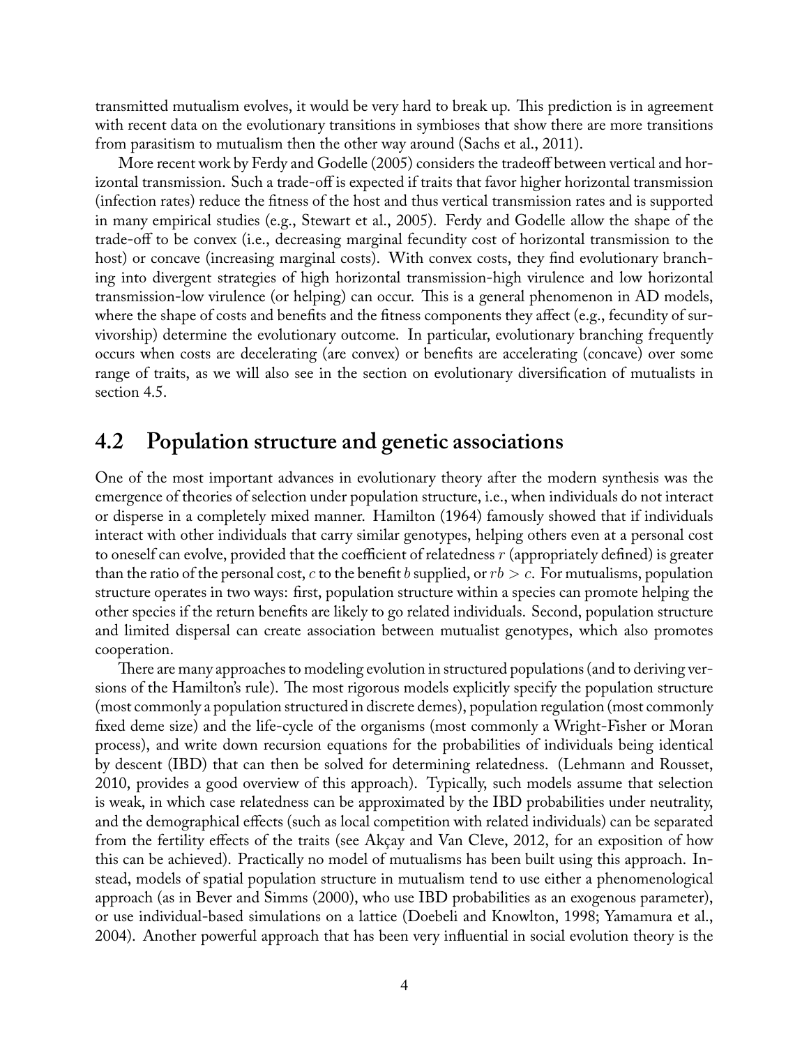transmitted mutualism evolves, it would be very hard to break up. This prediction is in agreement with recent data on the evolutionary transitions in symbioses that show there are more transitions from parasitism to mutualism then the other way around (Sachs et al., 2011).

More recent work by Ferdy and Godelle (2005) considers the tradeoff between vertical and horizontal transmission. Such a trade-off is expected if traits that favor higher horizontal transmission (infection rates) reduce the fitness of the host and thus vertical transmission rates and is supported in many empirical studies (e.g., Stewart et al., 2005). Ferdy and Godelle allow the shape of the trade-off to be convex (i.e., decreasing marginal fecundity cost of horizontal transmission to the host) or concave (increasing marginal costs). With convex costs, they find evolutionary branching into divergent strategies of high horizontal transmission-high virulence and low horizontal transmission-low virulence (or helping) can occur. This is a general phenomenon in AD models, where the shape of costs and benefits and the fitness components they affect (e.g., fecundity of survivorship) determine the evolutionary outcome. In particular, evolutionary branching frequently occurs when costs are decelerating (are convex) or benefits are accelerating (concave) over some range of traits, as we will also see in the section on evolutionary diversification of mutualists in section 4.5.

## 4.2 Population structure and genetic associations

One of the most important advances in evolutionary theory after the modern synthesis was the emergence of theories of selection under population structure, i.e., when individuals do not interact or disperse in a completely mixed manner. Hamilton (1964) famously showed that if individuals interact with other individuals that carry similar genotypes, helping others even at a personal cost to oneself can evolve, provided that the coefficient of relatedness $r$ (appropriately defined) is greater than the ratio of the personal cost, $c$ to the benefit $b$ supplied, or $rb > c$. For mutualisms, population structure operates in two ways: first, population structure within a species can promote helping the other species if the return benefits are likely to go related individuals. Second, population structure and limited dispersal can create association between mutualist genotypes, which also promotes cooperation.

There are many approaches to modeling evolution in structured populations (and to deriving versions of the Hamilton's rule). The most rigorous models explicitly specify the population structure (most commonly a population structured in discrete demes), population regulation (most commonly fixed deme size) and the life-cycle of the organisms (most commonly a Wright-Fisher or Moran process), and write down recursion equations for the probabilities of individuals being identical by descent (IBD) that can then be solved for determining relatedness. (Lehmann and Rousset, 2010, provides a good overview of this approach). Typically, such models assume that selection is weak, in which case relatedness can be approximated by the IBD probabilities under neutrality, and the demographical effects (such as local competition with related individuals) can be separated from the fertility effects of the traits (see Akçay and Van Cleve, 2012, for an exposition of how this can be achieved). Practically no model of mutualisms has been built using this approach. Instead, models of spatial population structure in mutualism tend to use either a phenomenological approach (as in Bever and Simms (2000), who use IBD probabilities as an exogenous parameter), or use individual-based simulations on a lattice (Doebeli and Knowlton, 1998; Yamamura et al., 2004). Another powerful approach that has been very influential in social evolution theory is the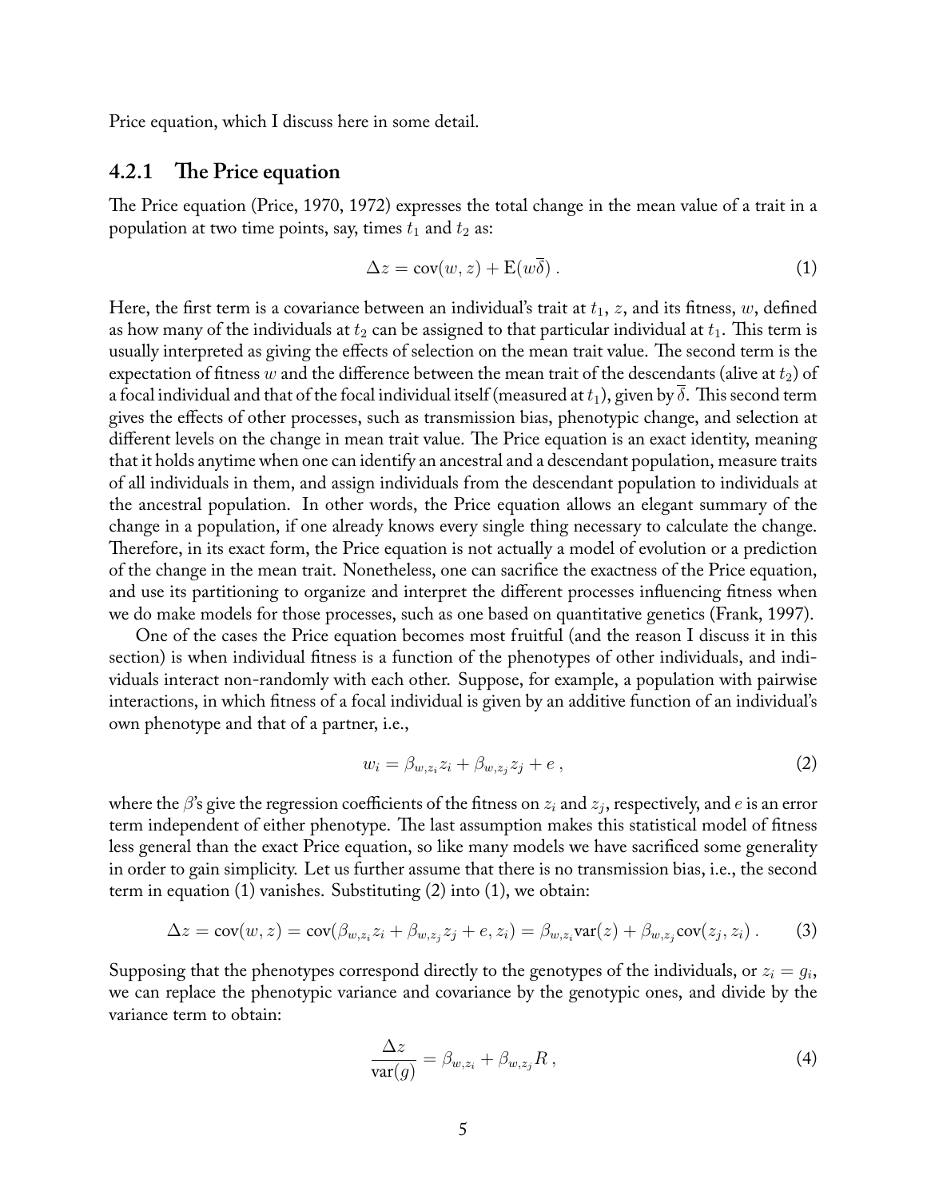Price equation, which I discuss here in some detail.

### 4.2.1 The Price equation

The Price equation (Price, 1970, 1972) expresses the total change in the mean value of a trait in a population at two time points, say, times $t_1$ and $t_2$ as:

$$\Delta z = \text{cov}(w, z) + \text{E}(w\overline{\delta}) . \tag{1}$$

Here, the first term is a covariance between an individual's trait at $t_1$, $z$, and its fitness, $w$, defined as how many of the individuals at $t_2$ can be assigned to that particular individual at $t_1$. This term is usually interpreted as giving the effects of selection on the mean trait value. The second term is the expectation of fitness $w$ and the difference between the mean trait of the descendants (alive at $t_2$) of a focal individual and that of the focal individual itself (measured at $t_1$), given by $\overline{\delta}$. This second term gives the effects of other processes, such as transmission bias, phenotypic change, and selection at different levels on the change in mean trait value. The Price equation is an exact identity, meaning that it holds anytime when one can identify an ancestral and a descendant population, measure traits of all individuals in them, and assign individuals from the descendant population to individuals at the ancestral population. In other words, the Price equation allows an elegant summary of the change in a population, if one already knows every single thing necessary to calculate the change. Therefore, in its exact form, the Price equation is not actually a model of evolution or a prediction of the change in the mean trait. Nonetheless, one can sacrifice the exactness of the Price equation, and use its partitioning to organize and interpret the different processes influencing fitness when we do make models for those processes, such as one based on quantitative genetics (Frank, 1997).

One of the cases the Price equation becomes most fruitful (and the reason I discuss it in this section) is when individual fitness is a function of the phenotypes of other individuals, and individuals interact non-randomly with each other. Suppose, for example, a population with pairwise interactions, in which fitness of a focal individual is given by an additive function of an individual's own phenotype and that of a partner, i.e.,

$$w_i = \beta_{w,z_i} z_i + \beta_{w,z_j} z_j + e , \tag{2}$$

where the $\beta$'s give the regression coefficients of the fitness on $z_i$ and $z_j$, respectively, and $e$ is an error term independent of either phenotype. The last assumption makes this statistical model of fitness less general than the exact Price equation, so like many models we have sacrificed some generality in order to gain simplicity. Let us further assume that there is no transmission bias, i.e., the second term in equation (1) vanishes. Substituting (2) into (1), we obtain:

$$\Delta z = \text{cov}(w, z) = \text{cov}(\beta_{w,z_i} z_i + \beta_{w,z_j} z_j + e, z_i) = \beta_{w,z_i} \text{var}(z) + \beta_{w,z_j} \text{cov}(z_j, z_i) . \tag{3}$$

Supposing that the phenotypes correspond directly to the genotypes of the individuals, or $z_i = g_i$, we can replace the phenotypic variance and covariance by the genotypic ones, and divide by the variance term to obtain:

$$\frac{\Delta z}{\text{var}(g)} = \beta_{w,z_i} + \beta_{w,z_j} R , \tag{4}$$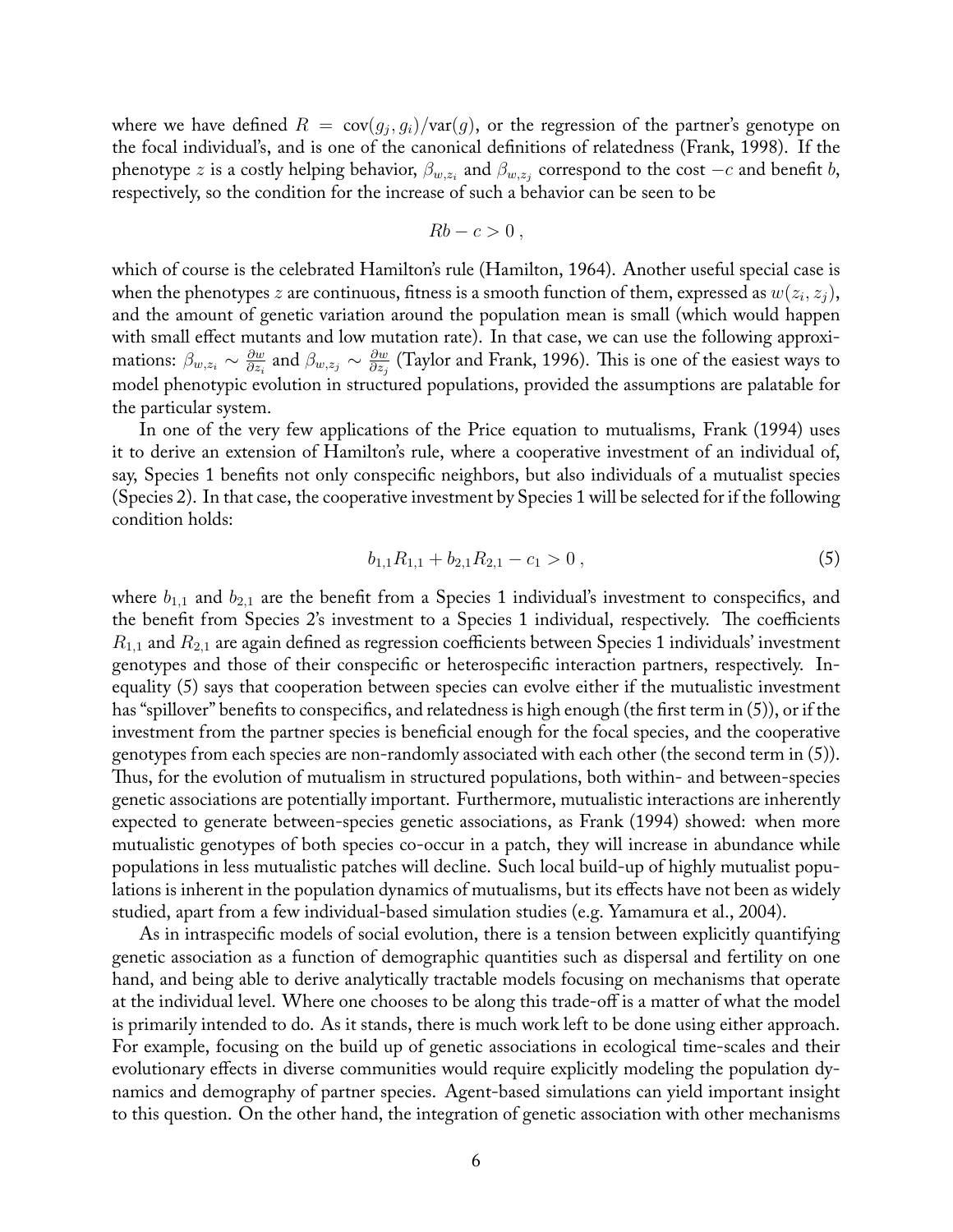where we have defined $R = \mathrm{cov}(g_j, g_i)/\mathrm{var}(g)$, or the regression of the partner's genotype on the focal individual's, and is one of the canonical definitions of relatedness (Frank, 1998). If the phenotype $z$ is a costly helping behavior, $\beta_{w,z_i}$ and $\beta_{w,z_j}$ correspond to the cost $-c$ and benefit $b$, respectively, so the condition for the increase of such a behavior can be seen to be

$$Rb - c > 0\,,$$

which of course is the celebrated Hamilton's rule (Hamilton, 1964). Another useful special case is when the phenotypes $z$ are continuous, fitness is a smooth function of them, expressed as $w(z_i, z_j)$, and the amount of genetic variation around the population mean is small (which would happen with small effect mutants and low mutation rate). In that case, we can use the following approximations: $\beta_{w,z_i} \sim \frac{\partial w}{\partial z_i}$ and $\beta_{w,z_j} \sim \frac{\partial w}{\partial z_j}$ (Taylor and Frank, 1996). This is one of the easiest ways to model phenotypic evolution in structured populations, provided the assumptions are palatable for the particular system.

In one of the very few applications of the Price equation to mutualisms, Frank (1994) uses it to derive an extension of Hamilton's rule, where a cooperative investment of an individual of, say, Species 1 benefits not only conspecific neighbors, but also individuals of a mutualist species (Species 2). In that case, the cooperative investment by Species 1 will be selected for if the following condition holds:

$$b_{1,1}R_{1,1} + b_{2,1}R_{2,1} - c_1 > 0\,, \tag{5}$$

where $b_{1,1}$ and $b_{2,1}$ are the benefit from a Species 1 individual's investment to conspecifics, and the benefit from Species 2's investment to a Species 1 individual, respectively. The coefficients $R_{1,1}$ and $R_{2,1}$ are again defined as regression coefficients between Species 1 individuals' investment genotypes and those of their conspecific or heterospecific interaction partners, respectively. Inequality (5) says that cooperation between species can evolve either if the mutualistic investment has "spillover" benefits to conspecifics, and relatedness is high enough (the first term in (5)), or if the investment from the partner species is beneficial enough for the focal species, and the cooperative genotypes from each species are non-randomly associated with each other (the second term in (5)). Thus, for the evolution of mutualism in structured populations, both within- and between-species genetic associations are potentially important. Furthermore, mutualistic interactions are inherently expected to generate between-species genetic associations, as Frank (1994) showed: when more mutualistic genotypes of both species co-occur in a patch, they will increase in abundance while populations in less mutualistic patches will decline. Such local build-up of highly mutualist populations is inherent in the population dynamics of mutualisms, but its effects have not been as widely studied, apart from a few individual-based simulation studies (e.g. Yamamura et al., 2004).

As in intraspecific models of social evolution, there is a tension between explicitly quantifying genetic association as a function of demographic quantities such as dispersal and fertility on one hand, and being able to derive analytically tractable models focusing on mechanisms that operate at the individual level. Where one chooses to be along this trade-off is a matter of what the model is primarily intended to do. As it stands, there is much work left to be done using either approach. For example, focusing on the build up of genetic associations in ecological time-scales and their evolutionary effects in diverse communities would require explicitly modeling the population dynamics and demography of partner species. Agent-based simulations can yield important insight to this question. On the other hand, the integration of genetic association with other mechanisms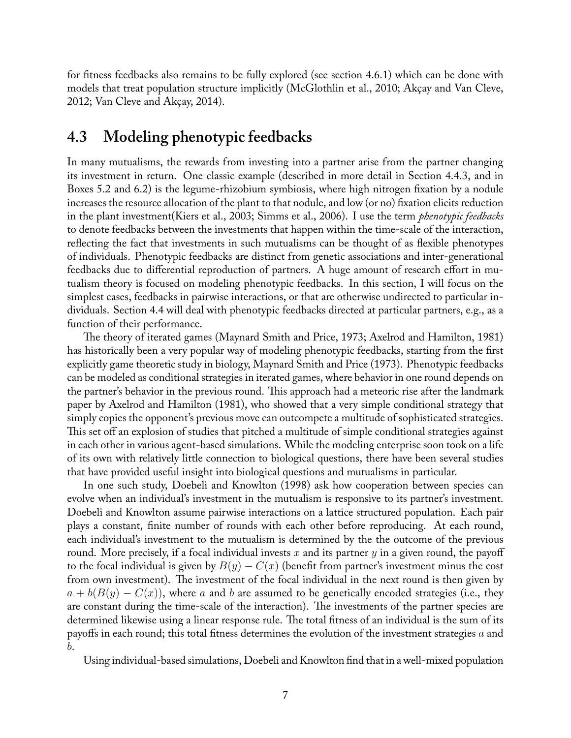for fitness feedbacks also remains to be fully explored (see section 4.6.1) which can be done with models that treat population structure implicitly (McGlothlin et al., 2010; Akçay and Van Cleve, 2012; Van Cleve and Akçay, 2014).

## 4.3 Modeling phenotypic feedbacks

In many mutualisms, the rewards from investing into a partner arise from the partner changing its investment in return. One classic example (described in more detail in Section 4.4.3, and in Boxes 5.2 and 6.2) is the legume-rhizobium symbiosis, where high nitrogen fixation by a nodule increases the resource allocation of the plant to that nodule, and low (or no) fixation elicits reduction in the plant investment(Kiers et al., 2003; Simms et al., 2006). I use the term *phenotypic feedbacks* to denote feedbacks between the investments that happen within the time-scale of the interaction, reflecting the fact that investments in such mutualisms can be thought of as flexible phenotypes of individuals. Phenotypic feedbacks are distinct from genetic associations and inter-generational feedbacks due to differential reproduction of partners. A huge amount of research effort in mutualism theory is focused on modeling phenotypic feedbacks. In this section, I will focus on the simplest cases, feedbacks in pairwise interactions, or that are otherwise undirected to particular individuals. Section 4.4 will deal with phenotypic feedbacks directed at particular partners, e.g., as a function of their performance.

The theory of iterated games (Maynard Smith and Price, 1973; Axelrod and Hamilton, 1981) has historically been a very popular way of modeling phenotypic feedbacks, starting from the first explicitly game theoretic study in biology, Maynard Smith and Price (1973). Phenotypic feedbacks can be modeled as conditional strategies in iterated games, where behavior in one round depends on the partner's behavior in the previous round. This approach had a meteoric rise after the landmark paper by Axelrod and Hamilton (1981), who showed that a very simple conditional strategy that simply copies the opponent's previous move can outcompete a multitude of sophisticated strategies. This set off an explosion of studies that pitched a multitude of simple conditional strategies against in each other in various agent-based simulations. While the modeling enterprise soon took on a life of its own with relatively little connection to biological questions, there have been several studies that have provided useful insight into biological questions and mutualisms in particular.

In one such study, Doebeli and Knowlton (1998) ask how cooperation between species can evolve when an individual's investment in the mutualism is responsive to its partner's investment. Doebeli and Knowlton assume pairwise interactions on a lattice structured population. Each pair plays a constant, finite number of rounds with each other before reproducing. At each round, each individual's investment to the mutualism is determined by the the outcome of the previous round. More precisely, if a focal individual invests $x$ and its partner $y$ in a given round, the payoff to the focal individual is given by $B(y) - C(x)$ (benefit from partner's investment minus the cost from own investment). The investment of the focal individual in the next round is then given by $a + b(B(y) - C(x))$, where $a$ and $b$ are assumed to be genetically encoded strategies (i.e., they are constant during the time-scale of the interaction). The investments of the partner species are determined likewise using a linear response rule. The total fitness of an individual is the sum of its payoffs in each round; this total fitness determines the evolution of the investment strategies $a$ and $b$.

Using individual-based simulations, Doebeli and Knowlton find that in a well-mixed population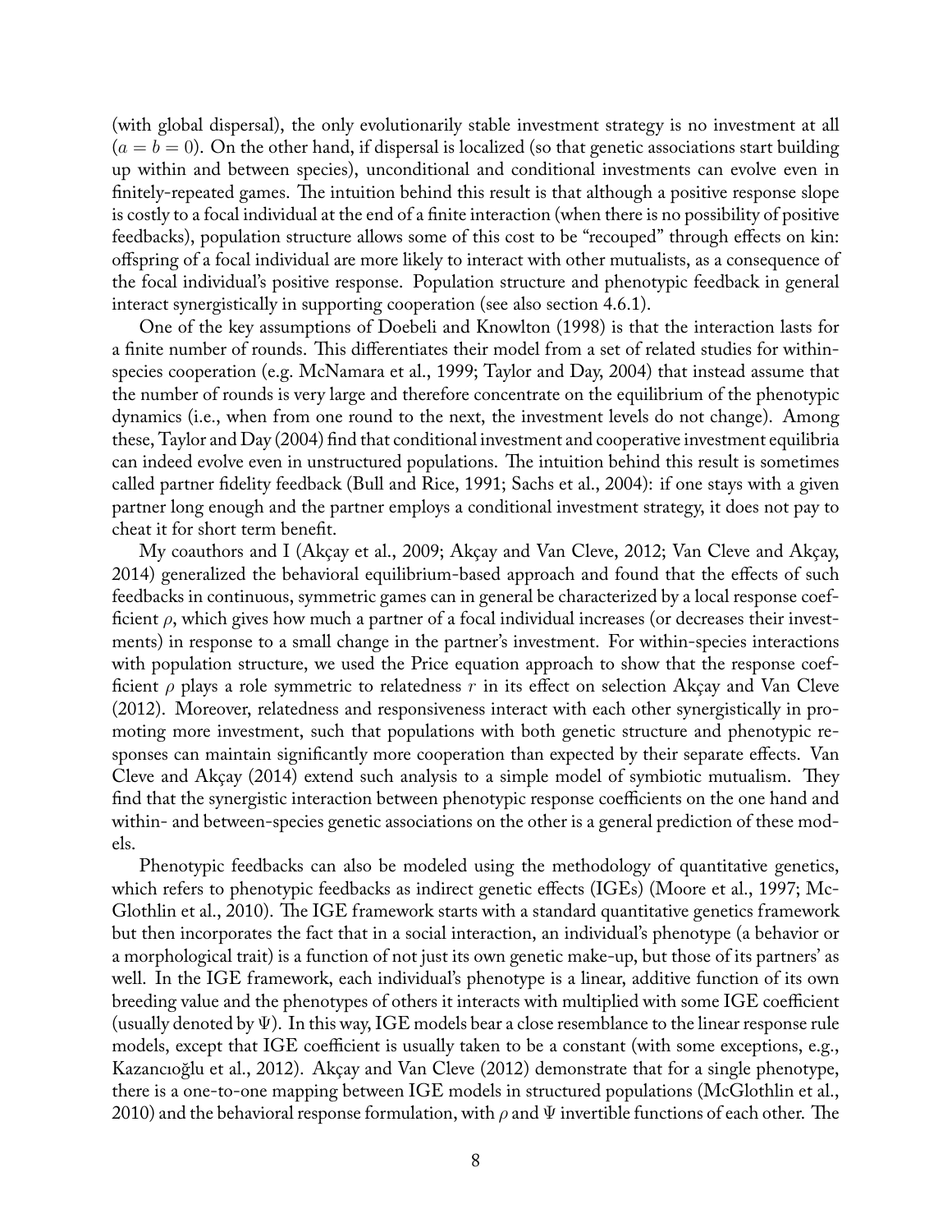(with global dispersal), the only evolutionarily stable investment strategy is no investment at all ($a = b = 0$). On the other hand, if dispersal is localized (so that genetic associations start building up within and between species), unconditional and conditional investments can evolve even in finitely-repeated games. The intuition behind this result is that although a positive response slope is costly to a focal individual at the end of a finite interaction (when there is no possibility of positive feedbacks), population structure allows some of this cost to be "recouped" through effects on kin: offspring of a focal individual are more likely to interact with other mutualists, as a consequence of the focal individual's positive response. Population structure and phenotypic feedback in general interact synergistically in supporting cooperation (see also section 4.6.1).

One of the key assumptions of Doebeli and Knowlton (1998) is that the interaction lasts for a finite number of rounds. This differentiates their model from a set of related studies for within-species cooperation (e.g. McNamara et al., 1999; Taylor and Day, 2004) that instead assume that the number of rounds is very large and therefore concentrate on the equilibrium of the phenotypic dynamics (i.e., when from one round to the next, the investment levels do not change). Among these, Taylor and Day (2004) find that conditional investment and cooperative investment equilibria can indeed evolve even in unstructured populations. The intuition behind this result is sometimes called partner fidelity feedback (Bull and Rice, 1991; Sachs et al., 2004): if one stays with a given partner long enough and the partner employs a conditional investment strategy, it does not pay to cheat it for short term benefit.

My coauthors and I (Akçay et al., 2009; Akçay and Van Cleve, 2012; Van Cleve and Akçay, 2014) generalized the behavioral equilibrium-based approach and found that the effects of such feedbacks in continuous, symmetric games can in general be characterized by a local response coefficient $\rho$, which gives how much a partner of a focal individual increases (or decreases their investments) in response to a small change in the partner's investment. For within-species interactions with population structure, we used the Price equation approach to show that the response coefficient $\rho$ plays a role symmetric to relatedness $r$ in its effect on selection Akçay and Van Cleve (2012). Moreover, relatedness and responsiveness interact with each other synergistically in promoting more investment, such that populations with both genetic structure and phenotypic responses can maintain significantly more cooperation than expected by their separate effects. Van Cleve and Akçay (2014) extend such analysis to a simple model of symbiotic mutualism. They find that the synergistic interaction between phenotypic response coefficients on the one hand and within- and between-species genetic associations on the other is a general prediction of these models.

Phenotypic feedbacks can also be modeled using the methodology of quantitative genetics, which refers to phenotypic feedbacks as indirect genetic effects (IGEs) (Moore et al., 1997; McGlothlin et al., 2010). The IGE framework starts with a standard quantitative genetics framework but then incorporates the fact that in a social interaction, an individual's phenotype (a behavior or a morphological trait) is a function of not just its own genetic make-up, but those of its partners' as well. In the IGE framework, each individual's phenotype is a linear, additive function of its own breeding value and the phenotypes of others it interacts with multiplied with some IGE coefficient (usually denoted by $\Psi$). In this way, IGE models bear a close resemblance to the linear response rule models, except that IGE coefficient is usually taken to be a constant (with some exceptions, e.g., Kazancıoğlu et al., 2012). Akçay and Van Cleve (2012) demonstrate that for a single phenotype, there is a one-to-one mapping between IGE models in structured populations (McGlothlin et al., 2010) and the behavioral response formulation, with $\rho$ and $\Psi$ invertible functions of each other. The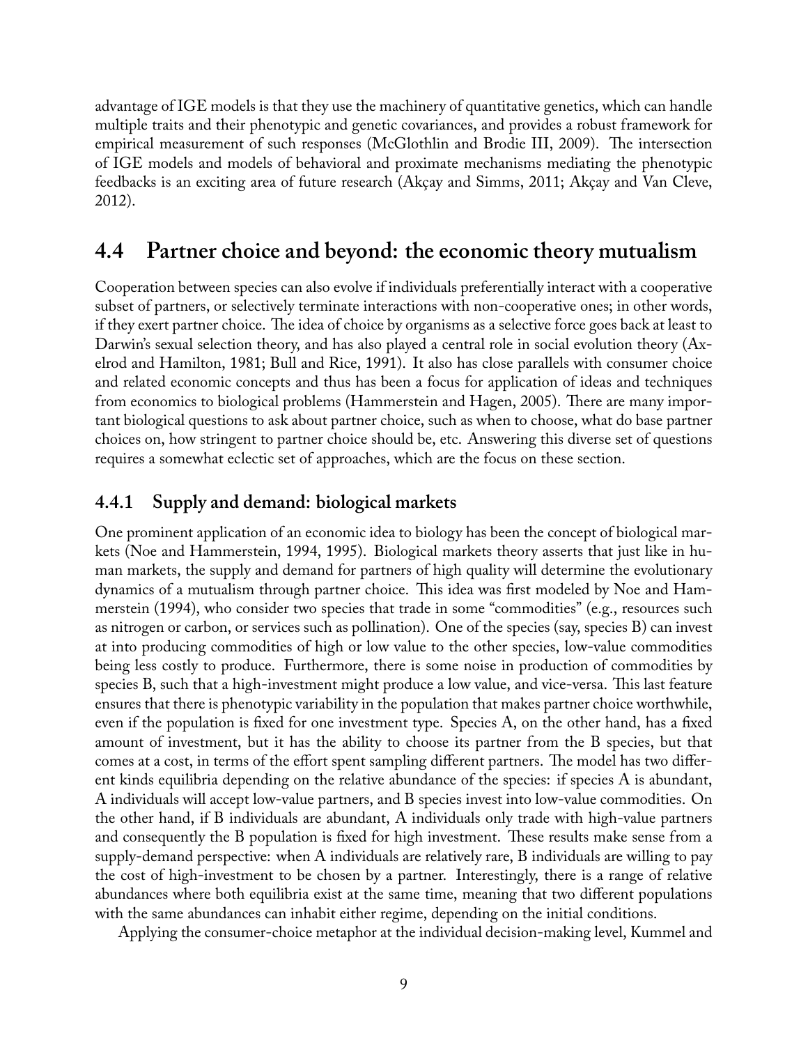advantage of IGE models is that they use the machinery of quantitative genetics, which can handle multiple traits and their phenotypic and genetic covariances, and provides a robust framework for empirical measurement of such responses (McGlothlin and Brodie III, 2009). The intersection of IGE models and models of behavioral and proximate mechanisms mediating the phenotypic feedbacks is an exciting area of future research (Akçay and Simms, 2011; Akçay and Van Cleve, 2012).

## 4.4 Partner choice and beyond: the economic theory mutualism

Cooperation between species can also evolve if individuals preferentially interact with a cooperative subset of partners, or selectively terminate interactions with non-cooperative ones; in other words, if they exert partner choice. The idea of choice by organisms as a selective force goes back at least to Darwin's sexual selection theory, and has also played a central role in social evolution theory (Axelrod and Hamilton, 1981; Bull and Rice, 1991). It also has close parallels with consumer choice and related economic concepts and thus has been a focus for application of ideas and techniques from economics to biological problems (Hammerstein and Hagen, 2005). There are many important biological questions to ask about partner choice, such as when to choose, what do base partner choices on, how stringent to partner choice should be, etc. Answering this diverse set of questions requires a somewhat eclectic set of approaches, which are the focus on these section.

### 4.4.1 Supply and demand: biological markets

One prominent application of an economic idea to biology has been the concept of biological markets (Noe and Hammerstein, 1994, 1995). Biological markets theory asserts that just like in human markets, the supply and demand for partners of high quality will determine the evolutionary dynamics of a mutualism through partner choice. This idea was first modeled by Noe and Hammerstein (1994), who consider two species that trade in some "commodities" (e.g., resources such as nitrogen or carbon, or services such as pollination). One of the species (say, species B) can invest at into producing commodities of high or low value to the other species, low-value commodities being less costly to produce. Furthermore, there is some noise in production of commodities by species B, such that a high-investment might produce a low value, and vice-versa. This last feature ensures that there is phenotypic variability in the population that makes partner choice worthwhile, even if the population is fixed for one investment type. Species A, on the other hand, has a fixed amount of investment, but it has the ability to choose its partner from the B species, but that comes at a cost, in terms of the effort spent sampling different partners. The model has two different kinds equilibria depending on the relative abundance of the species: if species A is abundant, A individuals will accept low-value partners, and B species invest into low-value commodities. On the other hand, if B individuals are abundant, A individuals only trade with high-value partners and consequently the B population is fixed for high investment. These results make sense from a supply-demand perspective: when A individuals are relatively rare, B individuals are willing to pay the cost of high-investment to be chosen by a partner. Interestingly, there is a range of relative abundances where both equilibria exist at the same time, meaning that two different populations with the same abundances can inhabit either regime, depending on the initial conditions.

Applying the consumer-choice metaphor at the individual decision-making level, Kummel and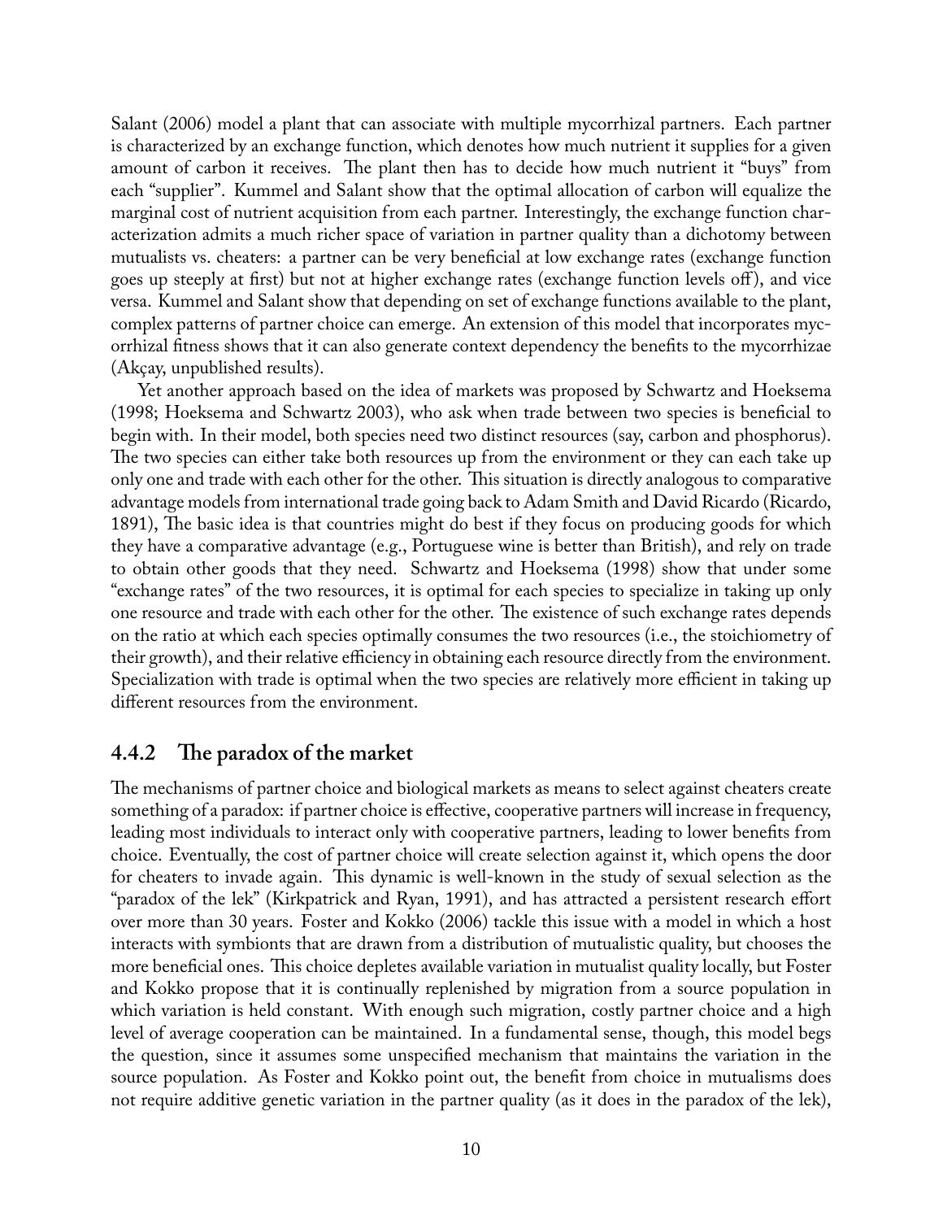Salant (2006) model a plant that can associate with multiple mycorrhizal partners. Each partner is characterized by an exchange function, which denotes how much nutrient it supplies for a given amount of carbon it receives. The plant then has to decide how much nutrient it "buys" from each "supplier". Kummel and Salant show that the optimal allocation of carbon will equalize the marginal cost of nutrient acquisition from each partner. Interestingly, the exchange function characterization admits a much richer space of variation in partner quality than a dichotomy between mutualists vs. cheaters: a partner can be very beneficial at low exchange rates (exchange function goes up steeply at first) but not at higher exchange rates (exchange function levels off), and vice versa. Kummel and Salant show that depending on set of exchange functions available to the plant, complex patterns of partner choice can emerge. An extension of this model that incorporates mycorrhizal fitness shows that it can also generate context dependency the benefits to the mycorrhizae (Akçay, unpublished results).

Yet another approach based on the idea of markets was proposed by Schwartz and Hoeksema (1998; Hoeksema and Schwartz 2003), who ask when trade between two species is beneficial to begin with. In their model, both species need two distinct resources (say, carbon and phosphorus). The two species can either take both resources up from the environment or they can each take up only one and trade with each other for the other. This situation is directly analogous to comparative advantage models from international trade going back to Adam Smith and David Ricardo (Ricardo, 1891), The basic idea is that countries might do best if they focus on producing goods for which they have a comparative advantage (e.g., Portuguese wine is better than British), and rely on trade to obtain other goods that they need. Schwartz and Hoeksema (1998) show that under some "exchange rates" of the two resources, it is optimal for each species to specialize in taking up only one resource and trade with each other for the other. The existence of such exchange rates depends on the ratio at which each species optimally consumes the two resources (i.e., the stoichiometry of their growth), and their relative efficiency in obtaining each resource directly from the environment. Specialization with trade is optimal when the two species are relatively more efficient in taking up different resources from the environment.

### 4.4.2 The paradox of the market

The mechanisms of partner choice and biological markets as means to select against cheaters create something of a paradox: if partner choice is effective, cooperative partners will increase in frequency, leading most individuals to interact only with cooperative partners, leading to lower benefits from choice. Eventually, the cost of partner choice will create selection against it, which opens the door for cheaters to invade again. This dynamic is well-known in the study of sexual selection as the "paradox of the lek" (Kirkpatrick and Ryan, 1991), and has attracted a persistent research effort over more than 30 years. Foster and Kokko (2006) tackle this issue with a model in which a host interacts with symbionts that are drawn from a distribution of mutualistic quality, but chooses the more beneficial ones. This choice depletes available variation in mutualist quality locally, but Foster and Kokko propose that it is continually replenished by migration from a source population in which variation is held constant. With enough such migration, costly partner choice and a high level of average cooperation can be maintained. In a fundamental sense, though, this model begs the question, since it assumes some unspecified mechanism that maintains the variation in the source population. As Foster and Kokko point out, the benefit from choice in mutualisms does not require additive genetic variation in the partner quality (as it does in the paradox of the lek),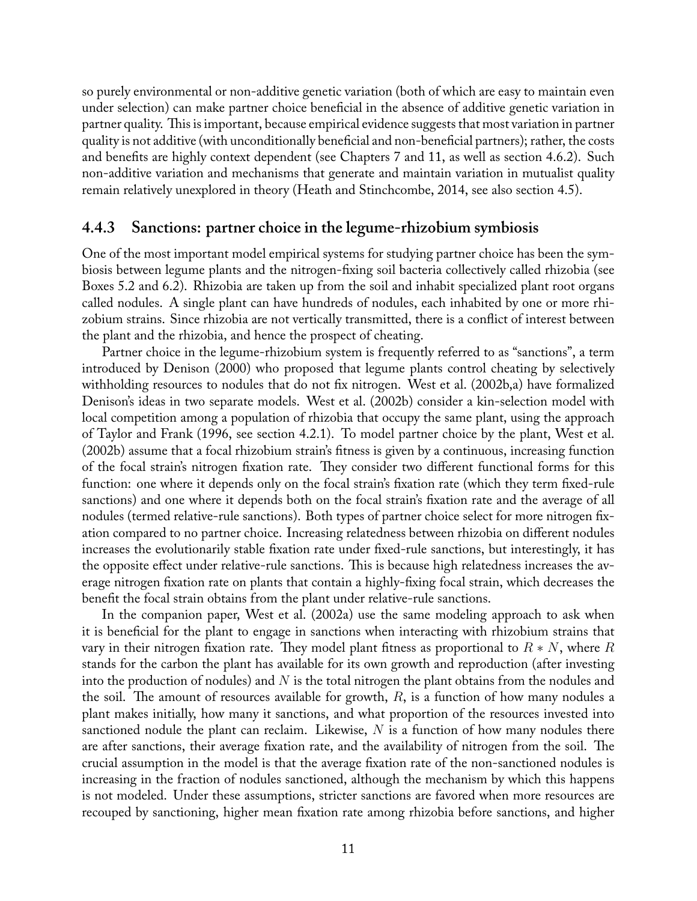so purely environmental or non-additive genetic variation (both of which are easy to maintain even under selection) can make partner choice beneficial in the absence of additive genetic variation in partner quality. This is important, because empirical evidence suggests that most variation in partner quality is not additive (with unconditionally beneficial and non-beneficial partners); rather, the costs and benefits are highly context dependent (see Chapters 7 and 11, as well as section 4.6.2). Such non-additive variation and mechanisms that generate and maintain variation in mutualist quality remain relatively unexplored in theory (Heath and Stinchcombe, 2014, see also section 4.5).

### 4.4.3 Sanctions: partner choice in the legume-rhizobium symbiosis

One of the most important model empirical systems for studying partner choice has been the symbiosis between legume plants and the nitrogen-fixing soil bacteria collectively called rhizobia (see Boxes 5.2 and 6.2). Rhizobia are taken up from the soil and inhabit specialized plant root organs called nodules. A single plant can have hundreds of nodules, each inhabited by one or more rhizobium strains. Since rhizobia are not vertically transmitted, there is a conflict of interest between the plant and the rhizobia, and hence the prospect of cheating.

Partner choice in the legume-rhizobium system is frequently referred to as "sanctions", a term introduced by Denison (2000) who proposed that legume plants control cheating by selectively withholding resources to nodules that do not fix nitrogen. West et al. (2002b,a) have formalized Denison's ideas in two separate models. West et al. (2002b) consider a kin-selection model with local competition among a population of rhizobia that occupy the same plant, using the approach of Taylor and Frank (1996, see section 4.2.1). To model partner choice by the plant, West et al. (2002b) assume that a focal rhizobium strain's fitness is given by a continuous, increasing function of the focal strain's nitrogen fixation rate. They consider two different functional forms for this function: one where it depends only on the focal strain's fixation rate (which they term fixed-rule sanctions) and one where it depends both on the focal strain's fixation rate and the average of all nodules (termed relative-rule sanctions). Both types of partner choice select for more nitrogen fixation compared to no partner choice. Increasing relatedness between rhizobia on different nodules increases the evolutionarily stable fixation rate under fixed-rule sanctions, but interestingly, it has the opposite effect under relative-rule sanctions. This is because high relatedness increases the average nitrogen fixation rate on plants that contain a highly-fixing focal strain, which decreases the benefit the focal strain obtains from the plant under relative-rule sanctions.

In the companion paper, West et al. (2002a) use the same modeling approach to ask when it is beneficial for the plant to engage in sanctions when interacting with rhizobium strains that vary in their nitrogen fixation rate. They model plant fitness as proportional to $R * N$, where $R$ stands for the carbon the plant has available for its own growth and reproduction (after investing into the production of nodules) and $N$ is the total nitrogen the plant obtains from the nodules and the soil. The amount of resources available for growth, $R$, is a function of how many nodules a plant makes initially, how many it sanctions, and what proportion of the resources invested into sanctioned nodule the plant can reclaim. Likewise, $N$ is a function of how many nodules there are after sanctions, their average fixation rate, and the availability of nitrogen from the soil. The crucial assumption in the model is that the average fixation rate of the non-sanctioned nodules is increasing in the fraction of nodules sanctioned, although the mechanism by which this happens is not modeled. Under these assumptions, stricter sanctions are favored when more resources are recouped by sanctioning, higher mean fixation rate among rhizobia before sanctions, and higher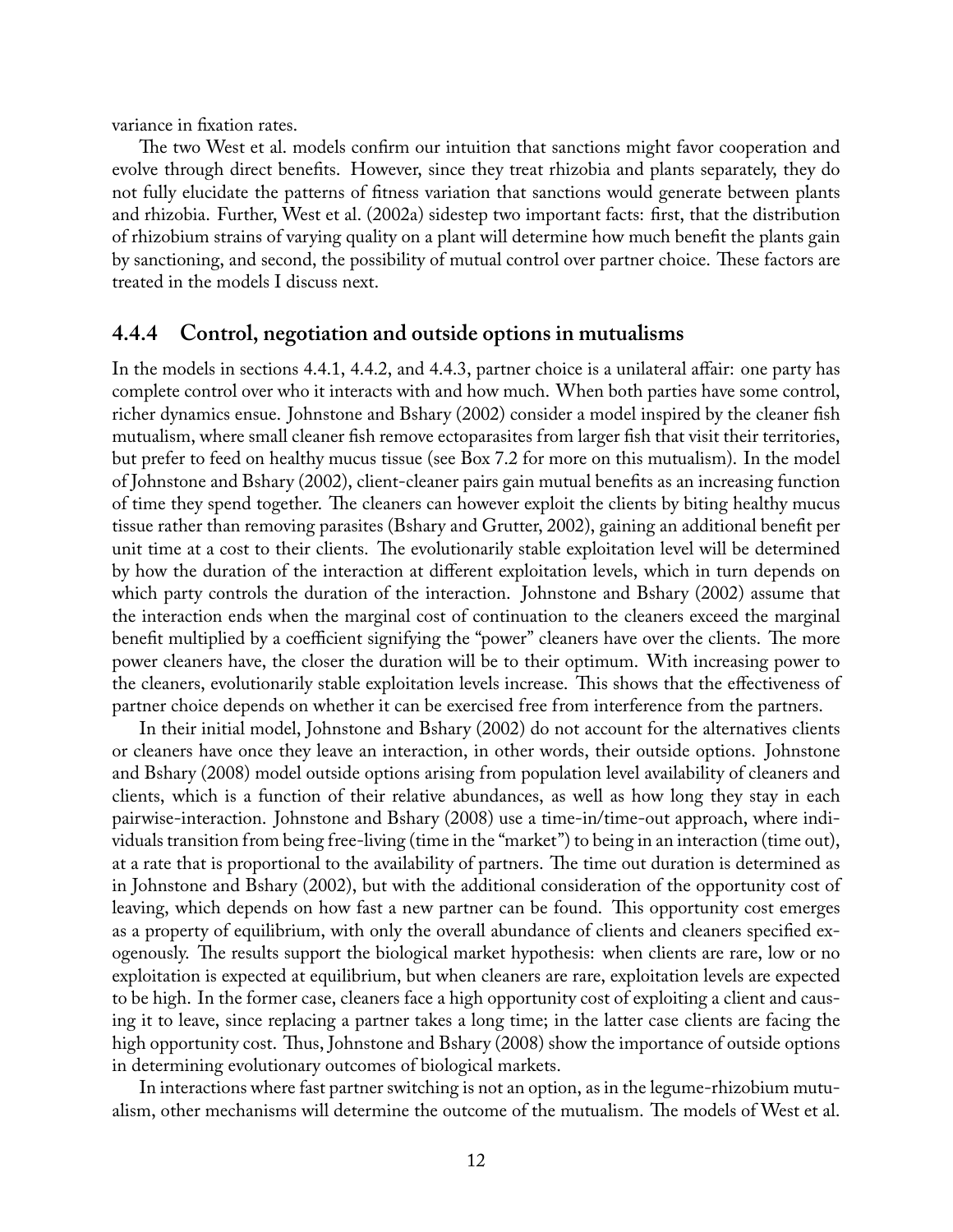variance in fixation rates.

The two West et al. models confirm our intuition that sanctions might favor cooperation and evolve through direct benefits. However, since they treat rhizobia and plants separately, they do not fully elucidate the patterns of fitness variation that sanctions would generate between plants and rhizobia. Further, West et al. (2002a) sidestep two important facts: first, that the distribution of rhizobium strains of varying quality on a plant will determine how much benefit the plants gain by sanctioning, and second, the possibility of mutual control over partner choice. These factors are treated in the models I discuss next.

### 4.4.4 Control, negotiation and outside options in mutualisms

In the models in sections 4.4.1, 4.4.2, and 4.4.3, partner choice is a unilateral affair: one party has complete control over who it interacts with and how much. When both parties have some control, richer dynamics ensue. Johnstone and Bshary (2002) consider a model inspired by the cleaner fish mutualism, where small cleaner fish remove ectoparasites from larger fish that visit their territories, but prefer to feed on healthy mucus tissue (see Box 7.2 for more on this mutualism). In the model of Johnstone and Bshary (2002), client-cleaner pairs gain mutual benefits as an increasing function of time they spend together. The cleaners can however exploit the clients by biting healthy mucus tissue rather than removing parasites (Bshary and Grutter, 2002), gaining an additional benefit per unit time at a cost to their clients. The evolutionarily stable exploitation level will be determined by how the duration of the interaction at different exploitation levels, which in turn depends on which party controls the duration of the interaction. Johnstone and Bshary (2002) assume that the interaction ends when the marginal cost of continuation to the cleaners exceed the marginal benefit multiplied by a coefficient signifying the "power" cleaners have over the clients. The more power cleaners have, the closer the duration will be to their optimum. With increasing power to the cleaners, evolutionarily stable exploitation levels increase. This shows that the effectiveness of partner choice depends on whether it can be exercised free from interference from the partners.

In their initial model, Johnstone and Bshary (2002) do not account for the alternatives clients or cleaners have once they leave an interaction, in other words, their outside options. Johnstone and Bshary (2008) model outside options arising from population level availability of cleaners and clients, which is a function of their relative abundances, as well as how long they stay in each pairwise-interaction. Johnstone and Bshary (2008) use a time-in/time-out approach, where individuals transition from being free-living (time in the "market") to being in an interaction (time out), at a rate that is proportional to the availability of partners. The time out duration is determined as in Johnstone and Bshary (2002), but with the additional consideration of the opportunity cost of leaving, which depends on how fast a new partner can be found. This opportunity cost emerges as a property of equilibrium, with only the overall abundance of clients and cleaners specified exogenously. The results support the biological market hypothesis: when clients are rare, low or no exploitation is expected at equilibrium, but when cleaners are rare, exploitation levels are expected to be high. In the former case, cleaners face a high opportunity cost of exploiting a client and causing it to leave, since replacing a partner takes a long time; in the latter case clients are facing the high opportunity cost. Thus, Johnstone and Bshary (2008) show the importance of outside options in determining evolutionary outcomes of biological markets.

In interactions where fast partner switching is not an option, as in the legume-rhizobium mutualism, other mechanisms will determine the outcome of the mutualism. The models of West et al.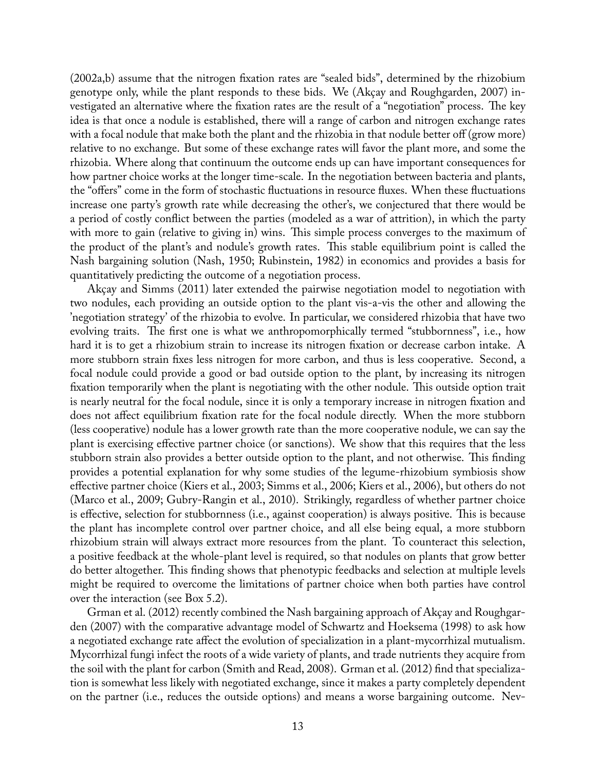(2002a,b) assume that the nitrogen fixation rates are "sealed bids", determined by the rhizobium genotype only, while the plant responds to these bids. We (Akçay and Roughgarden, 2007) investigated an alternative where the fixation rates are the result of a "negotiation" process. The key idea is that once a nodule is established, there will a range of carbon and nitrogen exchange rates with a focal nodule that make both the plant and the rhizobia in that nodule better off (grow more) relative to no exchange. But some of these exchange rates will favor the plant more, and some the rhizobia. Where along that continuum the outcome ends up can have important consequences for how partner choice works at the longer time-scale. In the negotiation between bacteria and plants, the "offers" come in the form of stochastic fluctuations in resource fluxes. When these fluctuations increase one party's growth rate while decreasing the other's, we conjectured that there would be a period of costly conflict between the parties (modeled as a war of attrition), in which the party with more to gain (relative to giving in) wins. This simple process converges to the maximum of the product of the plant's and nodule's growth rates. This stable equilibrium point is called the Nash bargaining solution (Nash, 1950; Rubinstein, 1982) in economics and provides a basis for quantitatively predicting the outcome of a negotiation process.

Akçay and Simms (2011) later extended the pairwise negotiation model to negotiation with two nodules, each providing an outside option to the plant vis-a-vis the other and allowing the 'negotiation strategy' of the rhizobia to evolve. In particular, we considered rhizobia that have two evolving traits. The first one is what we anthropomorphically termed "stubbornness", i.e., how hard it is to get a rhizobium strain to increase its nitrogen fixation or decrease carbon intake. A more stubborn strain fixes less nitrogen for more carbon, and thus is less cooperative. Second, a focal nodule could provide a good or bad outside option to the plant, by increasing its nitrogen fixation temporarily when the plant is negotiating with the other nodule. This outside option trait is nearly neutral for the focal nodule, since it is only a temporary increase in nitrogen fixation and does not affect equilibrium fixation rate for the focal nodule directly. When the more stubborn (less cooperative) nodule has a lower growth rate than the more cooperative nodule, we can say the plant is exercising effective partner choice (or sanctions). We show that this requires that the less stubborn strain also provides a better outside option to the plant, and not otherwise. This finding provides a potential explanation for why some studies of the legume-rhizobium symbiosis show effective partner choice (Kiers et al., 2003; Simms et al., 2006; Kiers et al., 2006), but others do not (Marco et al., 2009; Gubry-Rangin et al., 2010). Strikingly, regardless of whether partner choice is effective, selection for stubbornness (i.e., against cooperation) is always positive. This is because the plant has incomplete control over partner choice, and all else being equal, a more stubborn rhizobium strain will always extract more resources from the plant. To counteract this selection, a positive feedback at the whole-plant level is required, so that nodules on plants that grow better do better altogether. This finding shows that phenotypic feedbacks and selection at multiple levels might be required to overcome the limitations of partner choice when both parties have control over the interaction (see Box 5.2).

Grman et al. (2012) recently combined the Nash bargaining approach of Akçay and Roughgarden (2007) with the comparative advantage model of Schwartz and Hoeksema (1998) to ask how a negotiated exchange rate affect the evolution of specialization in a plant-mycorrhizal mutualism. Mycorrhizal fungi infect the roots of a wide variety of plants, and trade nutrients they acquire from the soil with the plant for carbon (Smith and Read, 2008). Grman et al. (2012) find that specialization is somewhat less likely with negotiated exchange, since it makes a party completely dependent on the partner (i.e., reduces the outside options) and means a worse bargaining outcome. Nev-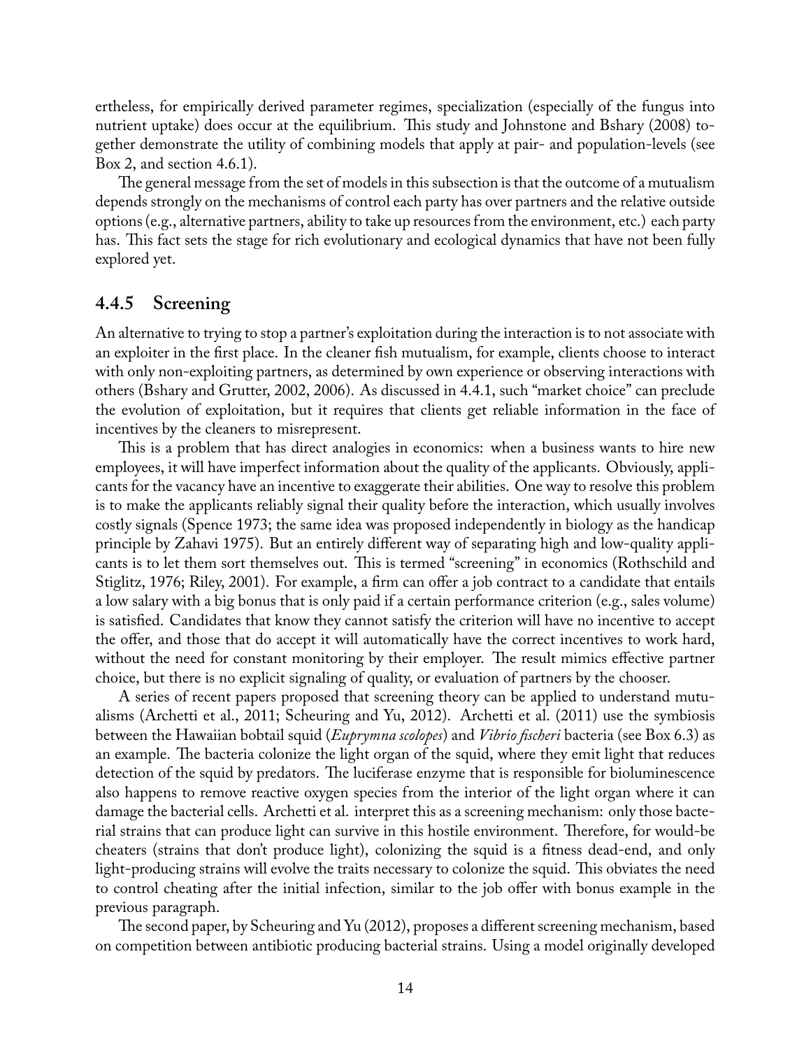ertheless, for empirically derived parameter regimes, specialization (especially of the fungus into nutrient uptake) does occur at the equilibrium. This study and Johnstone and Bshary (2008) together demonstrate the utility of combining models that apply at pair- and population-levels (see Box 2, and section 4.6.1).

The general message from the set of models in this subsection is that the outcome of a mutualism depends strongly on the mechanisms of control each party has over partners and the relative outside options (e.g., alternative partners, ability to take up resources from the environment, etc.) each party has. This fact sets the stage for rich evolutionary and ecological dynamics that have not been fully explored yet.

### 4.4.5 Screening

An alternative to trying to stop a partner's exploitation during the interaction is to not associate with an exploiter in the first place. In the cleaner fish mutualism, for example, clients choose to interact with only non-exploiting partners, as determined by own experience or observing interactions with others (Bshary and Grutter, 2002, 2006). As discussed in 4.4.1, such "market choice" can preclude the evolution of exploitation, but it requires that clients get reliable information in the face of incentives by the cleaners to misrepresent.

This is a problem that has direct analogies in economics: when a business wants to hire new employees, it will have imperfect information about the quality of the applicants. Obviously, applicants for the vacancy have an incentive to exaggerate their abilities. One way to resolve this problem is to make the applicants reliably signal their quality before the interaction, which usually involves costly signals (Spence 1973; the same idea was proposed independently in biology as the handicap principle by Zahavi 1975). But an entirely different way of separating high and low-quality applicants is to let them sort themselves out. This is termed "screening" in economics (Rothschild and Stiglitz, 1976; Riley, 2001). For example, a firm can offer a job contract to a candidate that entails a low salary with a big bonus that is only paid if a certain performance criterion (e.g., sales volume) is satisfied. Candidates that know they cannot satisfy the criterion will have no incentive to accept the offer, and those that do accept it will automatically have the correct incentives to work hard, without the need for constant monitoring by their employer. The result mimics effective partner choice, but there is no explicit signaling of quality, or evaluation of partners by the chooser.

A series of recent papers proposed that screening theory can be applied to understand mutualisms (Archetti et al., 2011; Scheuring and Yu, 2012). Archetti et al. (2011) use the symbiosis between the Hawaiian bobtail squid (*Euprymna scolopes*) and *Vibrio fischeri* bacteria (see Box 6.3) as an example. The bacteria colonize the light organ of the squid, where they emit light that reduces detection of the squid by predators. The luciferase enzyme that is responsible for bioluminescence also happens to remove reactive oxygen species from the interior of the light organ where it can damage the bacterial cells. Archetti et al. interpret this as a screening mechanism: only those bacterial strains that can produce light can survive in this hostile environment. Therefore, for would-be cheaters (strains that don't produce light), colonizing the squid is a fitness dead-end, and only light-producing strains will evolve the traits necessary to colonize the squid. This obviates the need to control cheating after the initial infection, similar to the job offer with bonus example in the previous paragraph.

The second paper, by Scheuring and Yu (2012), proposes a different screening mechanism, based on competition between antibiotic producing bacterial strains. Using a model originally developed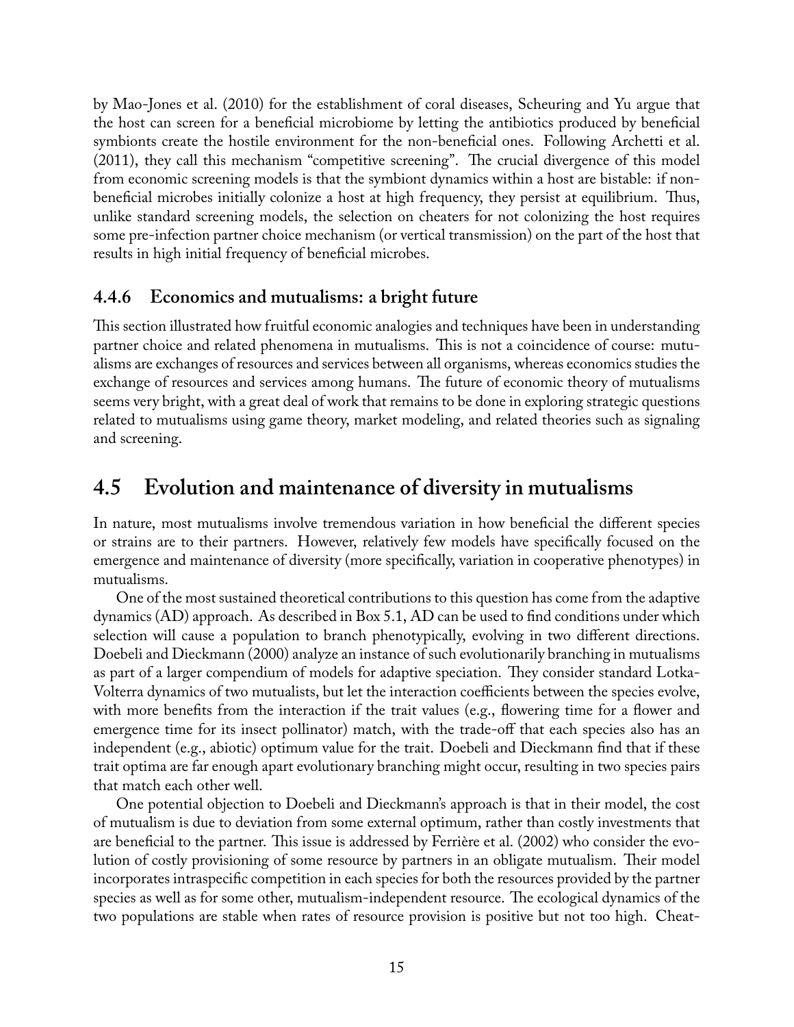by Mao-Jones et al. (2010) for the establishment of coral diseases, Scheuring and Yu argue that the host can screen for a beneficial microbiome by letting the antibiotics produced by beneficial symbionts create the hostile environment for the non-beneficial ones. Following Archetti et al. (2011), they call this mechanism "competitive screening". The crucial divergence of this model from economic screening models is that the symbiont dynamics within a host are bistable: if non-beneficial microbes initially colonize a host at high frequency, they persist at equilibrium. Thus, unlike standard screening models, the selection on cheaters for not colonizing the host requires some pre-infection partner choice mechanism (or vertical transmission) on the part of the host that results in high initial frequency of beneficial microbes.

### 4.4.6 Economics and mutualisms: a bright future

This section illustrated how fruitful economic analogies and techniques have been in understanding partner choice and related phenomena in mutualisms. This is not a coincidence of course: mutualisms are exchanges of resources and services between all organisms, whereas economics studies the exchange of resources and services among humans. The future of economic theory of mutualisms seems very bright, with a great deal of work that remains to be done in exploring strategic questions related to mutualisms using game theory, market modeling, and related theories such as signaling and screening.

## 4.5 Evolution and maintenance of diversity in mutualisms

In nature, most mutualisms involve tremendous variation in how beneficial the different species or strains are to their partners. However, relatively few models have specifically focused on the emergence and maintenance of diversity (more specifically, variation in cooperative phenotypes) in mutualisms.

One of the most sustained theoretical contributions to this question has come from the adaptive dynamics (AD) approach. As described in Box 5.1, AD can be used to find conditions under which selection will cause a population to branch phenotypically, evolving in two different directions. Doebeli and Dieckmann (2000) analyze an instance of such evolutionarily branching in mutualisms as part of a larger compendium of models for adaptive speciation. They consider standard Lotka-Volterra dynamics of two mutualists, but let the interaction coefficients between the species evolve, with more benefits from the interaction if the trait values (e.g., flowering time for a flower and emergence time for its insect pollinator) match, with the trade-off that each species also has an independent (e.g., abiotic) optimum value for the trait. Doebeli and Dieckmann find that if these trait optima are far enough apart evolutionary branching might occur, resulting in two species pairs that match each other well.

One potential objection to Doebeli and Dieckmann's approach is that in their model, the cost of mutualism is due to deviation from some external optimum, rather than costly investments that are beneficial to the partner. This issue is addressed by Ferrière et al. (2002) who consider the evolution of costly provisioning of some resource by partners in an obligate mutualism. Their model incorporates intraspecific competition in each species for both the resources provided by the partner species as well as for some other, mutualism-independent resource. The ecological dynamics of the two populations are stable when rates of resource provision is positive but not too high. Cheat-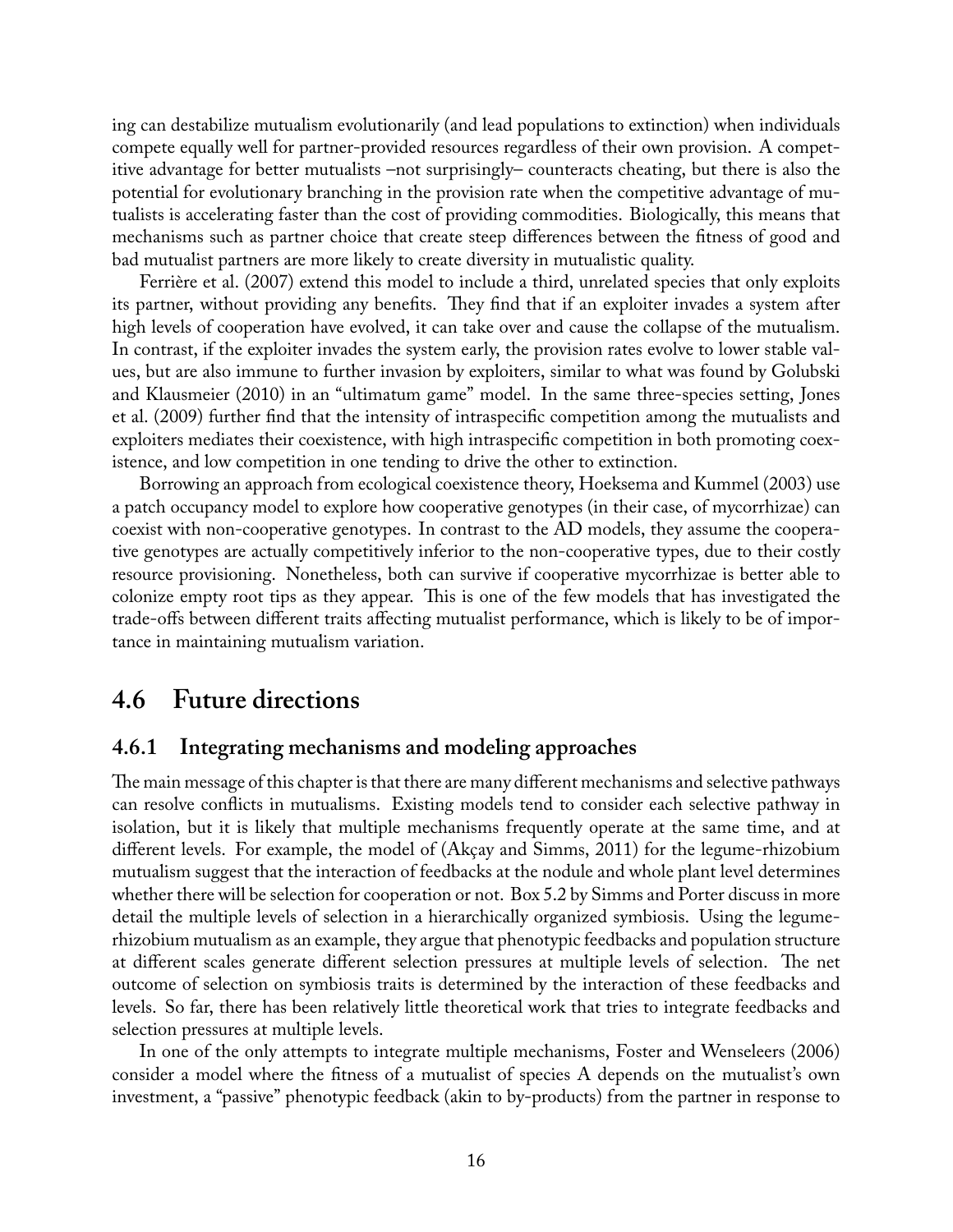ing can destabilize mutualism evolutionarily (and lead populations to extinction) when individuals compete equally well for partner-provided resources regardless of their own provision. A competitive advantage for better mutualists –not surprisingly– counteracts cheating, but there is also the potential for evolutionary branching in the provision rate when the competitive advantage of mutualists is accelerating faster than the cost of providing commodities. Biologically, this means that mechanisms such as partner choice that create steep differences between the fitness of good and bad mutualist partners are more likely to create diversity in mutualistic quality.

Ferrière et al. (2007) extend this model to include a third, unrelated species that only exploits its partner, without providing any benefits. They find that if an exploiter invades a system after high levels of cooperation have evolved, it can take over and cause the collapse of the mutualism. In contrast, if the exploiter invades the system early, the provision rates evolve to lower stable values, but are also immune to further invasion by exploiters, similar to what was found by Golubski and Klausmeier (2010) in an "ultimatum game" model. In the same three-species setting, Jones et al. (2009) further find that the intensity of intraspecific competition among the mutualists and exploiters mediates their coexistence, with high intraspecific competition in both promoting coexistence, and low competition in one tending to drive the other to extinction.

Borrowing an approach from ecological coexistence theory, Hoeksema and Kummel (2003) use a patch occupancy model to explore how cooperative genotypes (in their case, of mycorrhizae) can coexist with non-cooperative genotypes. In contrast to the AD models, they assume the cooperative genotypes are actually competitively inferior to the non-cooperative types, due to their costly resource provisioning. Nonetheless, both can survive if cooperative mycorrhizae is better able to colonize empty root tips as they appear. This is one of the few models that has investigated the trade-offs between different traits affecting mutualist performance, which is likely to be of importance in maintaining mutualism variation.

## 4.6 Future directions

### 4.6.1 Integrating mechanisms and modeling approaches

The main message of this chapter is that there are many different mechanisms and selective pathways can resolve conflicts in mutualisms. Existing models tend to consider each selective pathway in isolation, but it is likely that multiple mechanisms frequently operate at the same time, and at different levels. For example, the model of (Akçay and Simms, 2011) for the legume-rhizobium mutualism suggest that the interaction of feedbacks at the nodule and whole plant level determines whether there will be selection for cooperation or not. Box 5.2 by Simms and Porter discuss in more detail the multiple levels of selection in a hierarchically organized symbiosis. Using the legume-rhizobium mutualism as an example, they argue that phenotypic feedbacks and population structure at different scales generate different selection pressures at multiple levels of selection. The net outcome of selection on symbiosis traits is determined by the interaction of these feedbacks and levels. So far, there has been relatively little theoretical work that tries to integrate feedbacks and selection pressures at multiple levels.

In one of the only attempts to integrate multiple mechanisms, Foster and Wenseleers (2006) consider a model where the fitness of a mutualist of species A depends on the mutualist's own investment, a "passive" phenotypic feedback (akin to by-products) from the partner in response to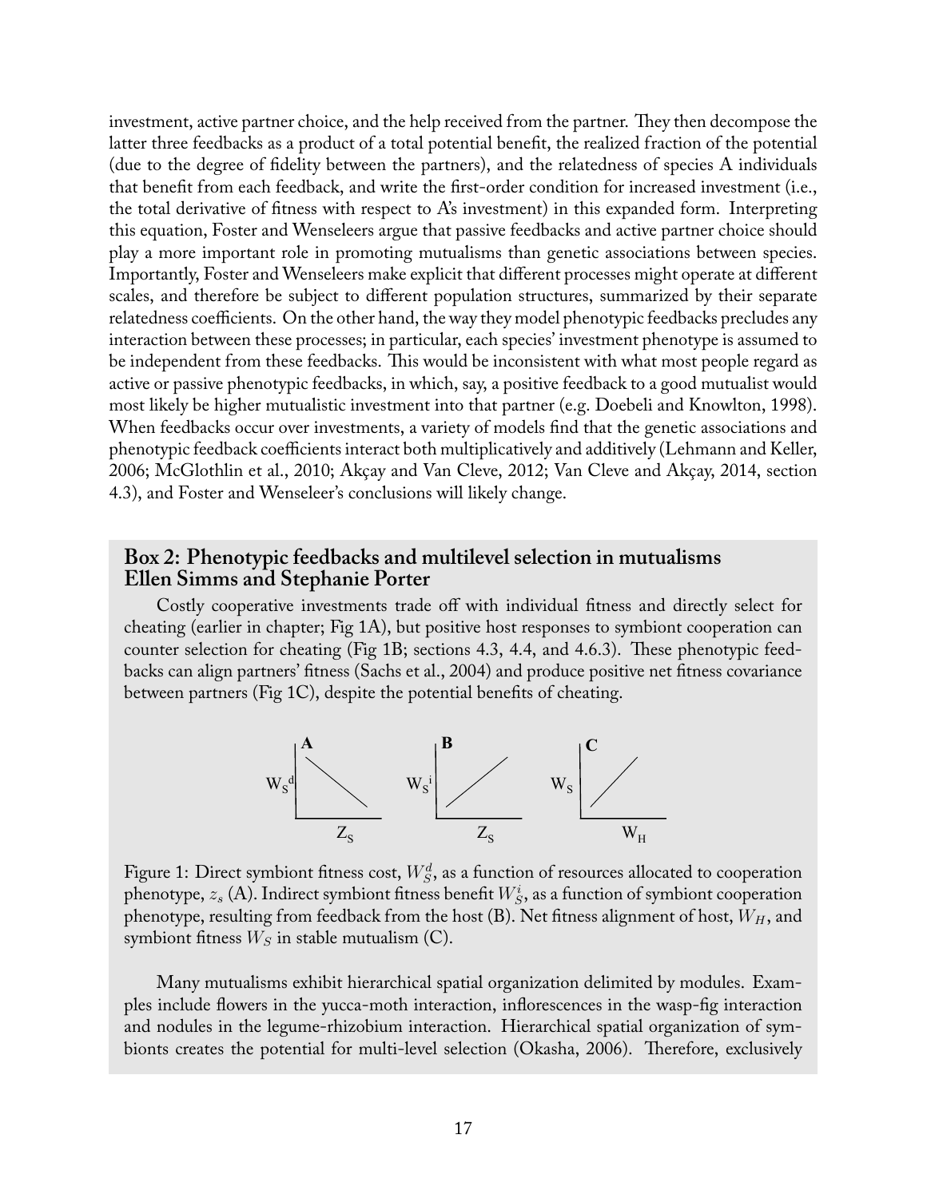investment, active partner choice, and the help received from the partner. They then decompose the latter three feedbacks as a product of a total potential benefit, the realized fraction of the potential (due to the degree of fidelity between the partners), and the relatedness of species A individuals that benefit from each feedback, and write the first-order condition for increased investment (i.e., the total derivative of fitness with respect to A's investment) in this expanded form. Interpreting this equation, Foster and Wenseleers argue that passive feedbacks and active partner choice should play a more important role in promoting mutualisms than genetic associations between species. Importantly, Foster and Wenseleers make explicit that different processes might operate at different scales, and therefore be subject to different population structures, summarized by their separate relatedness coefficients. On the other hand, the way they model phenotypic feedbacks precludes any interaction between these processes; in particular, each species' investment phenotype is assumed to be independent from these feedbacks. This would be inconsistent with what most people regard as active or passive phenotypic feedbacks, in which, say, a positive feedback to a good mutualist would most likely be higher mutualistic investment into that partner (e.g. Doebeli and Knowlton, 1998). When feedbacks occur over investments, a variety of models find that the genetic associations and phenotypic feedback coefficients interact both multiplicatively and additively (Lehmann and Keller, 2006; McGlothlin et al., 2010; Akçay and Van Cleve, 2012; Van Cleve and Akçay, 2014, section 4.3), and Foster and Wenseleer's conclusions will likely change.

## Box 2: Phenotypic feedbacks and multilevel selection in mutualisms
**Ellen Simms and Stephanie Porter**

Costly cooperative investments trade off with individual fitness and directly select for cheating (earlier in chapter; Fig 1A), but positive host responses to symbiont cooperation can counter selection for cheating (Fig 1B; sections 4.3, 4.4, and 4.6.3). These phenotypic feedbacks can align partners' fitness (Sachs et al., 2004) and produce positive net fitness covariance between partners (Fig 1C), despite the potential benefits of cheating.

Figure 1: Direct symbiont fitness cost, $W_S^d$, as a function of resources allocated to cooperation phenotype, $z_s$ (A). Indirect symbiont fitness benefit $W_S^i$, as a function of symbiont cooperation phenotype, resulting from feedback from the host (B). Net fitness alignment of host, $W_H$, and symbiont fitness $W_S$ in stable mutualism (C).

Many mutualisms exhibit hierarchical spatial organization delimited by modules. Examples include flowers in the yucca-moth interaction, inflorescences in the wasp-fig interaction and nodules in the legume-rhizobium interaction. Hierarchical spatial organization of symbionts creates the potential for multi-level selection (Okasha, 2006). Therefore, exclusively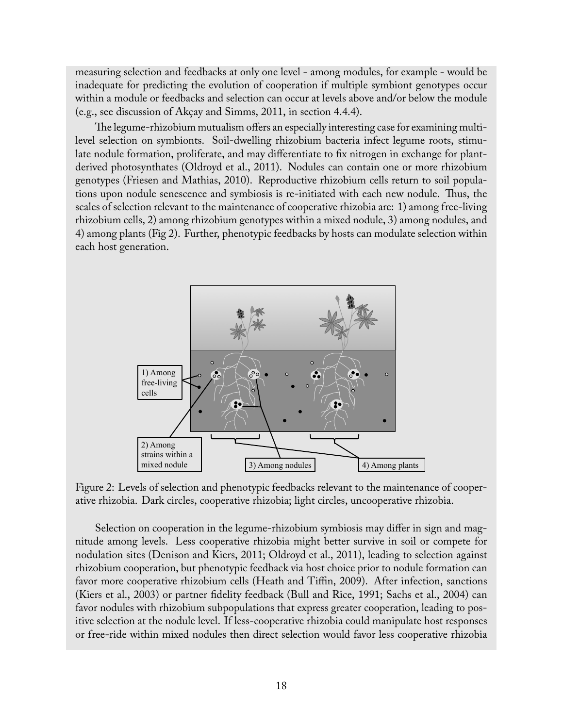measuring selection and feedbacks at only one level - among modules, for example - would be inadequate for predicting the evolution of cooperation if multiple symbiont genotypes occur within a module or feedbacks and selection can occur at levels above and/or below the module (e.g., see discussion of Akçay and Simms, 2011, in section 4.4.4).

The legume-rhizobium mutualism offers an especially interesting case for examining multi-level selection on symbionts. Soil-dwelling rhizobium bacteria infect legume roots, stimulate nodule formation, proliferate, and may differentiate to fix nitrogen in exchange for plant-derived photosynthates (Oldroyd et al., 2011). Nodules can contain one or more rhizobium genotypes (Friesen and Mathias, 2010). Reproductive rhizobium cells return to soil populations upon nodule senescence and symbiosis is re-initiated with each new nodule. Thus, the scales of selection relevant to the maintenance of cooperative rhizobia are: 1) among free-living rhizobium cells, 2) among rhizobium genotypes within a mixed nodule, 3) among nodules, and 4) among plants (Fig 2). Further, phenotypic feedbacks by hosts can modulate selection within each host generation.

Figure 2: Levels of selection and phenotypic feedbacks relevant to the maintenance of cooperative rhizobia. Dark circles, cooperative rhizobia; light circles, uncooperative rhizobia.

Selection on cooperation in the legume-rhizobium symbiosis may differ in sign and magnitude among levels. Less cooperative rhizobia might better survive in soil or compete for nodulation sites (Denison and Kiers, 2011; Oldroyd et al., 2011), leading to selection against rhizobium cooperation, but phenotypic feedback via host choice prior to nodule formation can favor more cooperative rhizobium cells (Heath and Tiffin, 2009). After infection, sanctions (Kiers et al., 2003) or partner fidelity feedback (Bull and Rice, 1991; Sachs et al., 2004) can favor nodules with rhizobium subpopulations that express greater cooperation, leading to positive selection at the nodule level. If less-cooperative rhizobia could manipulate host responses or free-ride within mixed nodules then direct selection would favor less cooperative rhizobia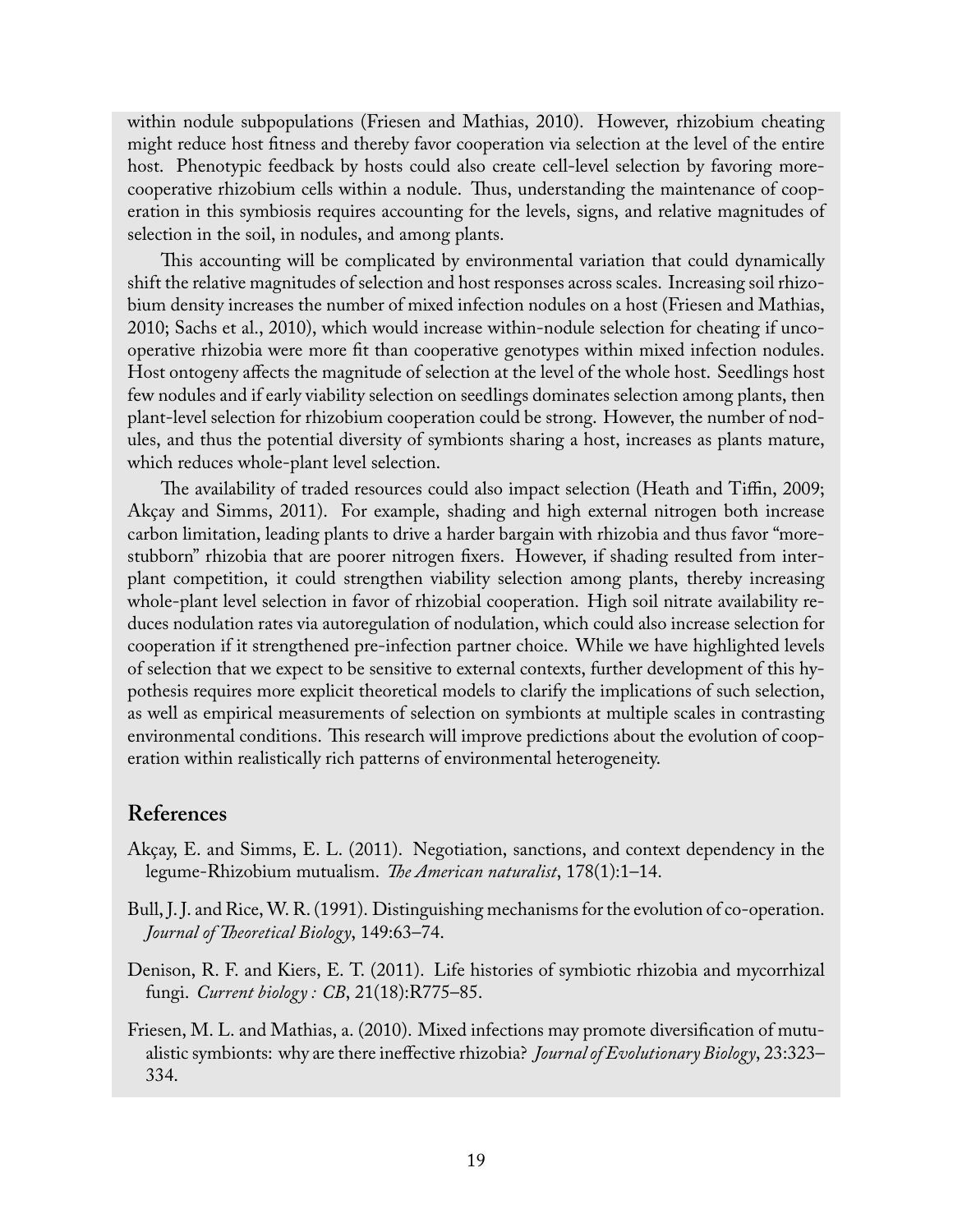within nodule subpopulations (Friesen and Mathias, 2010). However, rhizobium cheating might reduce host fitness and thereby favor cooperation via selection at the level of the entire host. Phenotypic feedback by hosts could also create cell-level selection by favoring more-cooperative rhizobium cells within a nodule. Thus, understanding the maintenance of cooperation in this symbiosis requires accounting for the levels, signs, and relative magnitudes of selection in the soil, in nodules, and among plants.

This accounting will be complicated by environmental variation that could dynamically shift the relative magnitudes of selection and host responses across scales. Increasing soil rhizobium density increases the number of mixed infection nodules on a host (Friesen and Mathias, 2010; Sachs et al., 2010), which would increase within-nodule selection for cheating if uncooperative rhizobia were more fit than cooperative genotypes within mixed infection nodules. Host ontogeny affects the magnitude of selection at the level of the whole host. Seedlings host few nodules and if early viability selection on seedlings dominates selection among plants, then plant-level selection for rhizobium cooperation could be strong. However, the number of nodules, and thus the potential diversity of symbionts sharing a host, increases as plants mature, which reduces whole-plant level selection.

The availability of traded resources could also impact selection (Heath and Tiffin, 2009; Akçay and Simms, 2011). For example, shading and high external nitrogen both increase carbon limitation, leading plants to drive a harder bargain with rhizobia and thus favor "more-stubborn" rhizobia that are poorer nitrogen fixers. However, if shading resulted from inter-plant competition, it could strengthen viability selection among plants, thereby increasing whole-plant level selection in favor of rhizobial cooperation. High soil nitrate availability reduces nodulation rates via autoregulation of nodulation, which could also increase selection for cooperation if it strengthened pre-infection partner choice. While we have highlighted levels of selection that we expect to be sensitive to external contexts, further development of this hypothesis requires more explicit theoretical models to clarify the implications of such selection, as well as empirical measurements of selection on symbionts at multiple scales in contrasting environmental conditions. This research will improve predictions about the evolution of cooperation within realistically rich patterns of environmental heterogeneity.

## References

Akçay, E. and Simms, E. L. (2011). Negotiation, sanctions, and context dependency in the legume-Rhizobium mutualism. *The American naturalist*, 178(1):1–14.

Bull, J. J. and Rice, W. R. (1991). Distinguishing mechanisms for the evolution of co-operation. *Journal of Theoretical Biology*, 149:63–74.

Denison, R. F. and Kiers, E. T. (2011). Life histories of symbiotic rhizobia and mycorrhizal fungi. *Current biology : CB*, 21(18):R775–85.

Friesen, M. L. and Mathias, a. (2010). Mixed infections may promote diversification of mutualistic symbionts: why are there ineffective rhizobia? *Journal of Evolutionary Biology*, 23:323–334.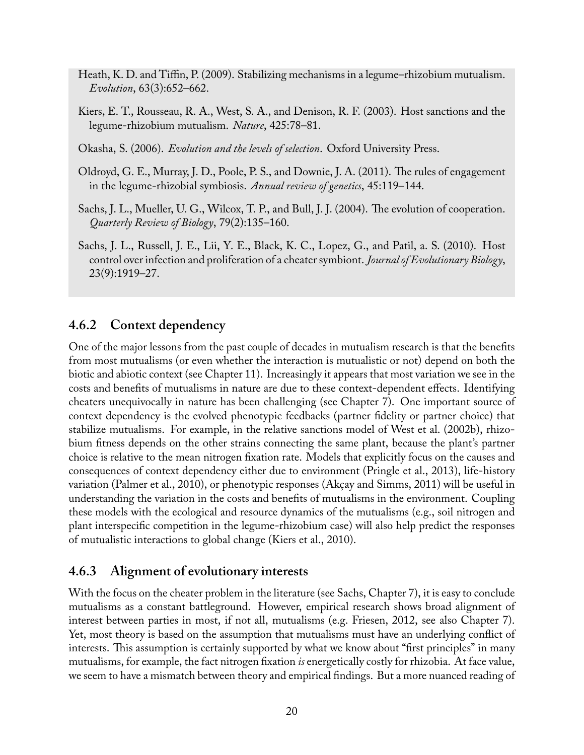Heath, K. D. and Tiffin, P. (2009). Stabilizing mechanisms in a legume–rhizobium mutualism. *Evolution*, 63(3):652–662.

Kiers, E. T., Rousseau, R. A., West, S. A., and Denison, R. F. (2003). Host sanctions and the legume-rhizobium mutualism. *Nature*, 425:78–81.

Okasha, S. (2006). *Evolution and the levels of selection*. Oxford University Press.

Oldroyd, G. E., Murray, J. D., Poole, P. S., and Downie, J. A. (2011). The rules of engagement in the legume-rhizobial symbiosis. *Annual review of genetics*, 45:119–144.

Sachs, J. L., Mueller, U. G., Wilcox, T. P., and Bull, J. J. (2004). The evolution of cooperation. *Quarterly Review of Biology*, 79(2):135–160.

Sachs, J. L., Russell, J. E., Lii, Y. E., Black, K. C., Lopez, G., and Patil, a. S. (2010). Host control over infection and proliferation of a cheater symbiont. *Journal of Evolutionary Biology*, 23(9):1919–27.

### 4.6.2 Context dependency

One of the major lessons from the past couple of decades in mutualism research is that the benefits from most mutualisms (or even whether the interaction is mutualistic or not) depend on both the biotic and abiotic context (see Chapter 11). Increasingly it appears that most variation we see in the costs and benefits of mutualisms in nature are due to these context-dependent effects. Identifying cheaters unequivocally in nature has been challenging (see Chapter 7). One important source of context dependency is the evolved phenotypic feedbacks (partner fidelity or partner choice) that stabilize mutualisms. For example, in the relative sanctions model of West et al. (2002b), rhizobium fitness depends on the other strains connecting the same plant, because the plant's partner choice is relative to the mean nitrogen fixation rate. Models that explicitly focus on the causes and consequences of context dependency either due to environment (Pringle et al., 2013), life-history variation (Palmer et al., 2010), or phenotypic responses (Akçay and Simms, 2011) will be useful in understanding the variation in the costs and benefits of mutualisms in the environment. Coupling these models with the ecological and resource dynamics of the mutualisms (e.g., soil nitrogen and plant interspecific competition in the legume-rhizobium case) will also help predict the responses of mutualistic interactions to global change (Kiers et al., 2010).

### 4.6.3 Alignment of evolutionary interests

With the focus on the cheater problem in the literature (see Sachs, Chapter 7), it is easy to conclude mutualisms as a constant battleground. However, empirical research shows broad alignment of interest between parties in most, if not all, mutualisms (e.g. Friesen, 2012, see also Chapter 7). Yet, most theory is based on the assumption that mutualisms must have an underlying conflict of interests. This assumption is certainly supported by what we know about "first principles" in many mutualisms, for example, the fact nitrogen fixation *is* energetically costly for rhizobia. At face value, we seem to have a mismatch between theory and empirical findings. But a more nuanced reading of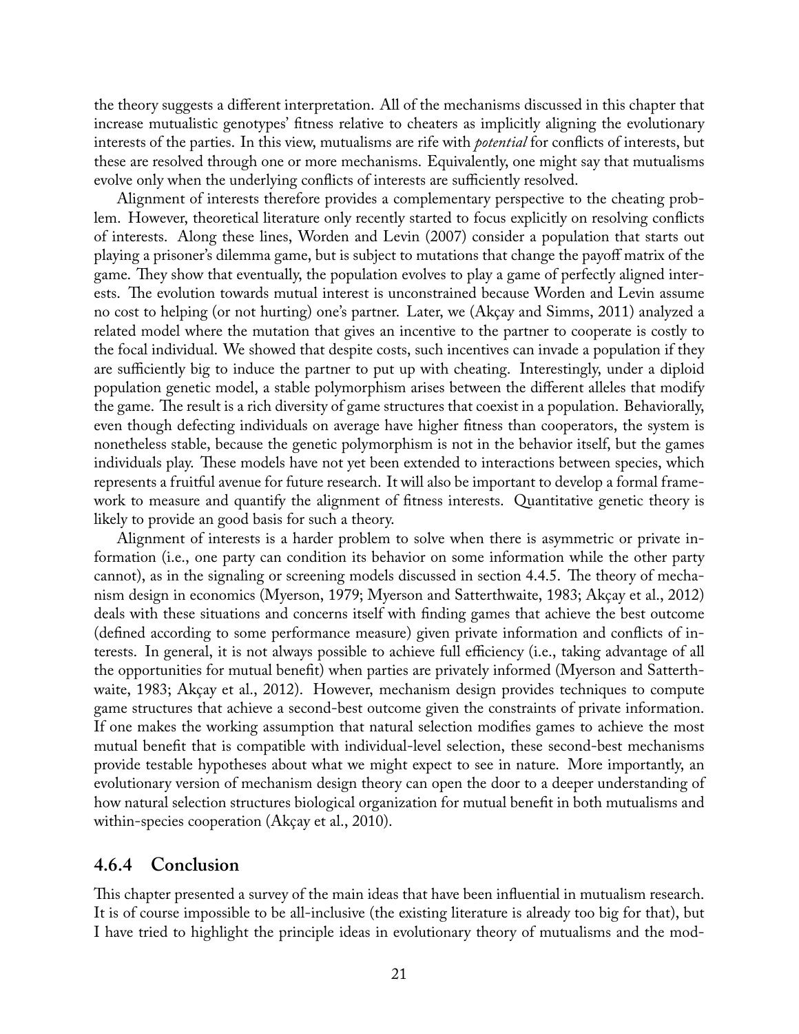the theory suggests a different interpretation. All of the mechanisms discussed in this chapter that increase mutualistic genotypes' fitness relative to cheaters as implicitly aligning the evolutionary interests of the parties. In this view, mutualisms are rife with *potential* for conflicts of interests, but these are resolved through one or more mechanisms. Equivalently, one might say that mutualisms evolve only when the underlying conflicts of interests are sufficiently resolved.

Alignment of interests therefore provides a complementary perspective to the cheating problem. However, theoretical literature only recently started to focus explicitly on resolving conflicts of interests. Along these lines, Worden and Levin (2007) consider a population that starts out playing a prisoner's dilemma game, but is subject to mutations that change the payoff matrix of the game. They show that eventually, the population evolves to play a game of perfectly aligned interests. The evolution towards mutual interest is unconstrained because Worden and Levin assume no cost to helping (or not hurting) one's partner. Later, we (Akçay and Simms, 2011) analyzed a related model where the mutation that gives an incentive to the partner to cooperate is costly to the focal individual. We showed that despite costs, such incentives can invade a population if they are sufficiently big to induce the partner to put up with cheating. Interestingly, under a diploid population genetic model, a stable polymorphism arises between the different alleles that modify the game. The result is a rich diversity of game structures that coexist in a population. Behaviorally, even though defecting individuals on average have higher fitness than cooperators, the system is nonetheless stable, because the genetic polymorphism is not in the behavior itself, but the games individuals play. These models have not yet been extended to interactions between species, which represents a fruitful avenue for future research. It will also be important to develop a formal framework to measure and quantify the alignment of fitness interests. Quantitative genetic theory is likely to provide an good basis for such a theory.

Alignment of interests is a harder problem to solve when there is asymmetric or private information (i.e., one party can condition its behavior on some information while the other party cannot), as in the signaling or screening models discussed in section 4.4.5. The theory of mechanism design in economics (Myerson, 1979; Myerson and Satterthwaite, 1983; Akçay et al., 2012) deals with these situations and concerns itself with finding games that achieve the best outcome (defined according to some performance measure) given private information and conflicts of interests. In general, it is not always possible to achieve full efficiency (i.e., taking advantage of all the opportunities for mutual benefit) when parties are privately informed (Myerson and Satterthwaite, 1983; Akçay et al., 2012). However, mechanism design provides techniques to compute game structures that achieve a second-best outcome given the constraints of private information. If one makes the working assumption that natural selection modifies games to achieve the most mutual benefit that is compatible with individual-level selection, these second-best mechanisms provide testable hypotheses about what we might expect to see in nature. More importantly, an evolutionary version of mechanism design theory can open the door to a deeper understanding of how natural selection structures biological organization for mutual benefit in both mutualisms and within-species cooperation (Akçay et al., 2010).

### 4.6.4 Conclusion

This chapter presented a survey of the main ideas that have been influential in mutualism research. It is of course impossible to be all-inclusive (the existing literature is already too big for that), but I have tried to highlight the principle ideas in evolutionary theory of mutualisms and the mod-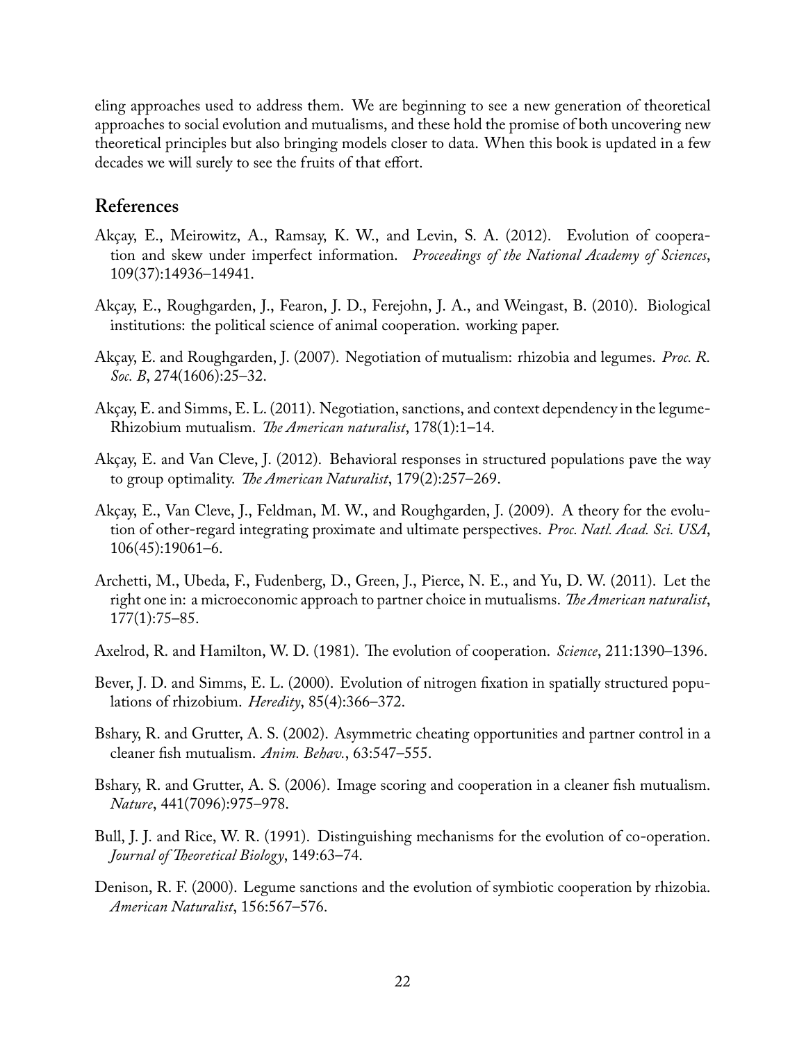eling approaches used to address them. We are beginning to see a new generation of theoretical approaches to social evolution and mutualisms, and these hold the promise of both uncovering new theoretical principles but also bringing models closer to data. When this book is updated in a few decades we will surely to see the fruits of that effort.

## References

Akçay, E., Meirowitz, A., Ramsay, K. W., and Levin, S. A. (2012). Evolution of cooperation and skew under imperfect information. *Proceedings of the National Academy of Sciences*, 109(37):14936–14941.

Akçay, E., Roughgarden, J., Fearon, J. D., Ferejohn, J. A., and Weingast, B. (2010). Biological institutions: the political science of animal cooperation. working paper.

Akçay, E. and Roughgarden, J. (2007). Negotiation of mutualism: rhizobia and legumes. *Proc. R. Soc. B*, 274(1606):25–32.

Akçay, E. and Simms, E. L. (2011). Negotiation, sanctions, and context dependency in the legume-Rhizobium mutualism. *The American naturalist*, 178(1):1–14.

Akçay, E. and Van Cleve, J. (2012). Behavioral responses in structured populations pave the way to group optimality. *The American Naturalist*, 179(2):257–269.

Akçay, E., Van Cleve, J., Feldman, M. W., and Roughgarden, J. (2009). A theory for the evolution of other-regard integrating proximate and ultimate perspectives. *Proc. Natl. Acad. Sci. USA*, 106(45):19061–6.

Archetti, M., Ubeda, F., Fudenberg, D., Green, J., Pierce, N. E., and Yu, D. W. (2011). Let the right one in: a microeconomic approach to partner choice in mutualisms. *The American naturalist*, 177(1):75–85.

Axelrod, R. and Hamilton, W. D. (1981). The evolution of cooperation. *Science*, 211:1390–1396.

Bever, J. D. and Simms, E. L. (2000). Evolution of nitrogen fixation in spatially structured populations of rhizobium. *Heredity*, 85(4):366–372.

Bshary, R. and Grutter, A. S. (2002). Asymmetric cheating opportunities and partner control in a cleaner fish mutualism. *Anim. Behav.*, 63:547–555.

Bshary, R. and Grutter, A. S. (2006). Image scoring and cooperation in a cleaner fish mutualism. *Nature*, 441(7096):975–978.

Bull, J. J. and Rice, W. R. (1991). Distinguishing mechanisms for the evolution of co-operation. *Journal of Theoretical Biology*, 149:63–74.

Denison, R. F. (2000). Legume sanctions and the evolution of symbiotic cooperation by rhizobia. *American Naturalist*, 156:567–576.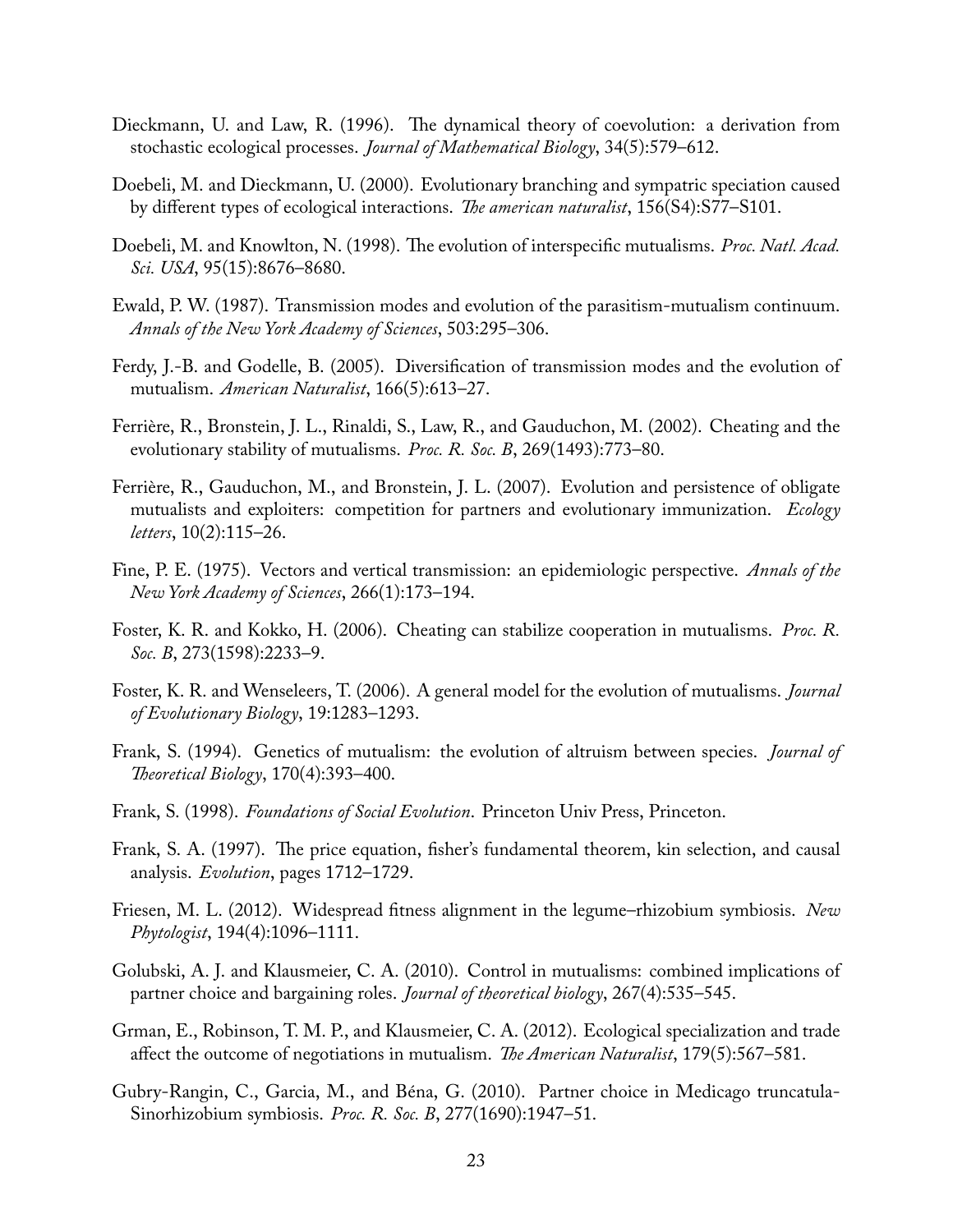Dieckmann, U. and Law, R. (1996). The dynamical theory of coevolution: a derivation from stochastic ecological processes. *Journal of Mathematical Biology*, 34(5):579–612.

Doebeli, M. and Dieckmann, U. (2000). Evolutionary branching and sympatric speciation caused by different types of ecological interactions. *The american naturalist*, 156(S4):S77–S101.

Doebeli, M. and Knowlton, N. (1998). The evolution of interspecific mutualisms. *Proc. Natl. Acad. Sci. USA*, 95(15):8676–8680.

Ewald, P. W. (1987). Transmission modes and evolution of the parasitism-mutualism continuum. *Annals of the New York Academy of Sciences*, 503:295–306.

Ferdy, J.-B. and Godelle, B. (2005). Diversification of transmission modes and the evolution of mutualism. *American Naturalist*, 166(5):613–27.

Ferrière, R., Bronstein, J. L., Rinaldi, S., Law, R., and Gauduchon, M. (2002). Cheating and the evolutionary stability of mutualisms. *Proc. R. Soc. B*, 269(1493):773–80.

Ferrière, R., Gauduchon, M., and Bronstein, J. L. (2007). Evolution and persistence of obligate mutualists and exploiters: competition for partners and evolutionary immunization. *Ecology letters*, 10(2):115–26.

Fine, P. E. (1975). Vectors and vertical transmission: an epidemiologic perspective. *Annals of the New York Academy of Sciences*, 266(1):173–194.

Foster, K. R. and Kokko, H. (2006). Cheating can stabilize cooperation in mutualisms. *Proc. R. Soc. B*, 273(1598):2233–9.

Foster, K. R. and Wenseleers, T. (2006). A general model for the evolution of mutualisms. *Journal of Evolutionary Biology*, 19:1283–1293.

Frank, S. (1994). Genetics of mutualism: the evolution of altruism between species. *Journal of Theoretical Biology*, 170(4):393–400.

Frank, S. (1998). *Foundations of Social Evolution*. Princeton Univ Press, Princeton.

Frank, S. A. (1997). The price equation, fisher's fundamental theorem, kin selection, and causal analysis. *Evolution*, pages 1712–1729.

Friesen, M. L. (2012). Widespread fitness alignment in the legume–rhizobium symbiosis. *New Phytologist*, 194(4):1096–1111.

Golubski, A. J. and Klausmeier, C. A. (2010). Control in mutualisms: combined implications of partner choice and bargaining roles. *Journal of theoretical biology*, 267(4):535–545.

Grman, E., Robinson, T. M. P., and Klausmeier, C. A. (2012). Ecological specialization and trade affect the outcome of negotiations in mutualism. *The American Naturalist*, 179(5):567–581.

Gubry-Rangin, C., Garcia, M., and Béna, G. (2010). Partner choice in Medicago truncatula-Sinorhizobium symbiosis. *Proc. R. Soc. B*, 277(1690):1947–51.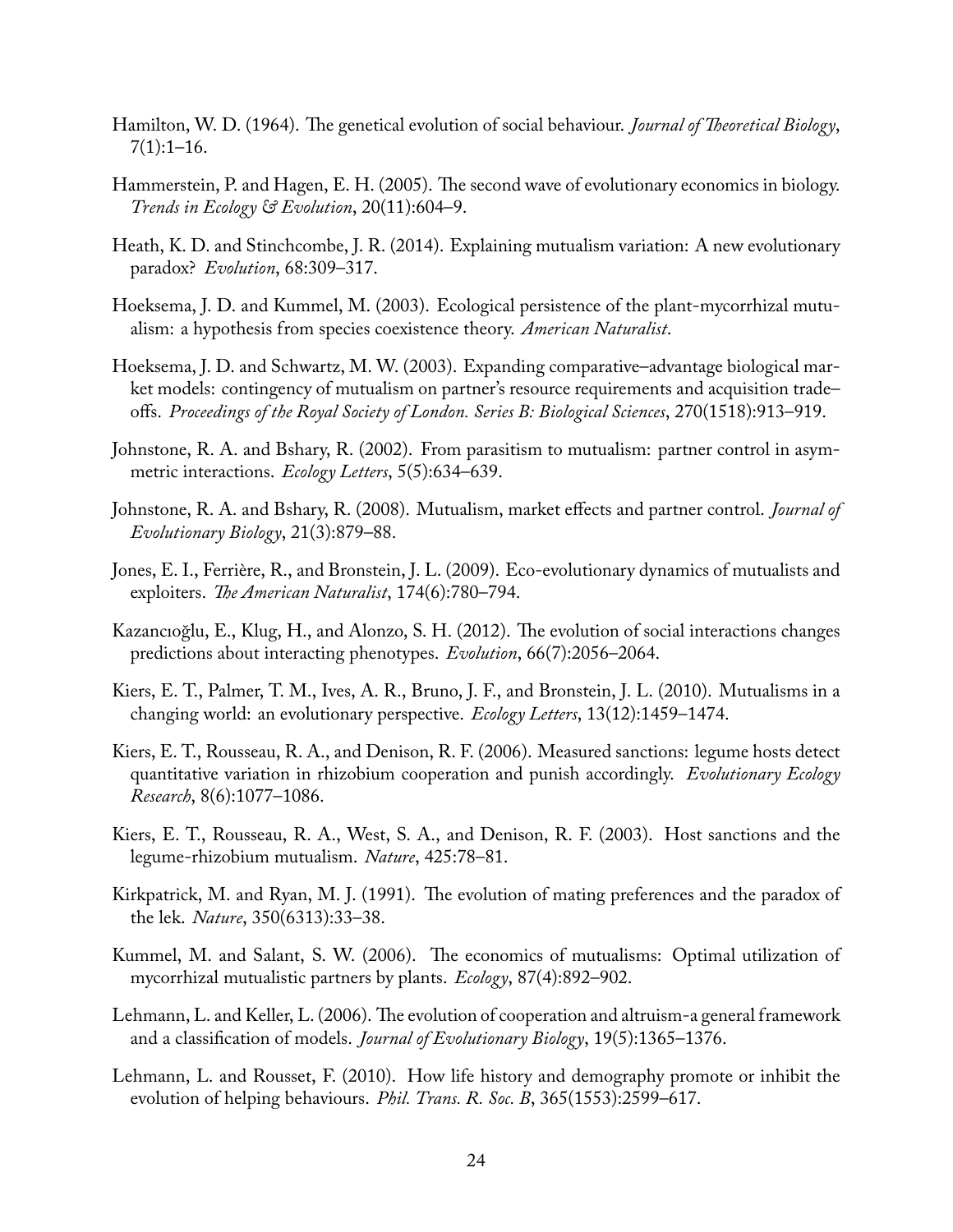Hamilton, W. D. (1964). The genetical evolution of social behaviour. *Journal of Theoretical Biology*, 7(1):1–16.

Hammerstein, P. and Hagen, E. H. (2005). The second wave of evolutionary economics in biology. *Trends in Ecology & Evolution*, 20(11):604–9.

Heath, K. D. and Stinchcombe, J. R. (2014). Explaining mutualism variation: A new evolutionary paradox? *Evolution*, 68:309–317.

Hoeksema, J. D. and Kummel, M. (2003). Ecological persistence of the plant-mycorrhizal mutualism: a hypothesis from species coexistence theory. *American Naturalist*.

Hoeksema, J. D. and Schwartz, M. W. (2003). Expanding comparative–advantage biological market models: contingency of mutualism on partner's resource requirements and acquisition trade–offs. *Proceedings of the Royal Society of London. Series B: Biological Sciences*, 270(1518):913–919.

Johnstone, R. A. and Bshary, R. (2002). From parasitism to mutualism: partner control in asymmetric interactions. *Ecology Letters*, 5(5):634–639.

Johnstone, R. A. and Bshary, R. (2008). Mutualism, market effects and partner control. *Journal of Evolutionary Biology*, 21(3):879–88.

Jones, E. I., Ferrière, R., and Bronstein, J. L. (2009). Eco-evolutionary dynamics of mutualists and exploiters. *The American Naturalist*, 174(6):780–794.

Kazancıoğlu, E., Klug, H., and Alonzo, S. H. (2012). The evolution of social interactions changes predictions about interacting phenotypes. *Evolution*, 66(7):2056–2064.

Kiers, E. T., Palmer, T. M., Ives, A. R., Bruno, J. F., and Bronstein, J. L. (2010). Mutualisms in a changing world: an evolutionary perspective. *Ecology Letters*, 13(12):1459–1474.

Kiers, E. T., Rousseau, R. A., and Denison, R. F. (2006). Measured sanctions: legume hosts detect quantitative variation in rhizobium cooperation and punish accordingly. *Evolutionary Ecology Research*, 8(6):1077–1086.

Kiers, E. T., Rousseau, R. A., West, S. A., and Denison, R. F. (2003). Host sanctions and the legume-rhizobium mutualism. *Nature*, 425:78–81.

Kirkpatrick, M. and Ryan, M. J. (1991). The evolution of mating preferences and the paradox of the lek. *Nature*, 350(6313):33–38.

Kummel, M. and Salant, S. W. (2006). The economics of mutualisms: Optimal utilization of mycorrhizal mutualistic partners by plants. *Ecology*, 87(4):892–902.

Lehmann, L. and Keller, L. (2006). The evolution of cooperation and altruism-a general framework and a classification of models. *Journal of Evolutionary Biology*, 19(5):1365–1376.

Lehmann, L. and Rousset, F. (2010). How life history and demography promote or inhibit the evolution of helping behaviours. *Phil. Trans. R. Soc. B*, 365(1553):2599–617.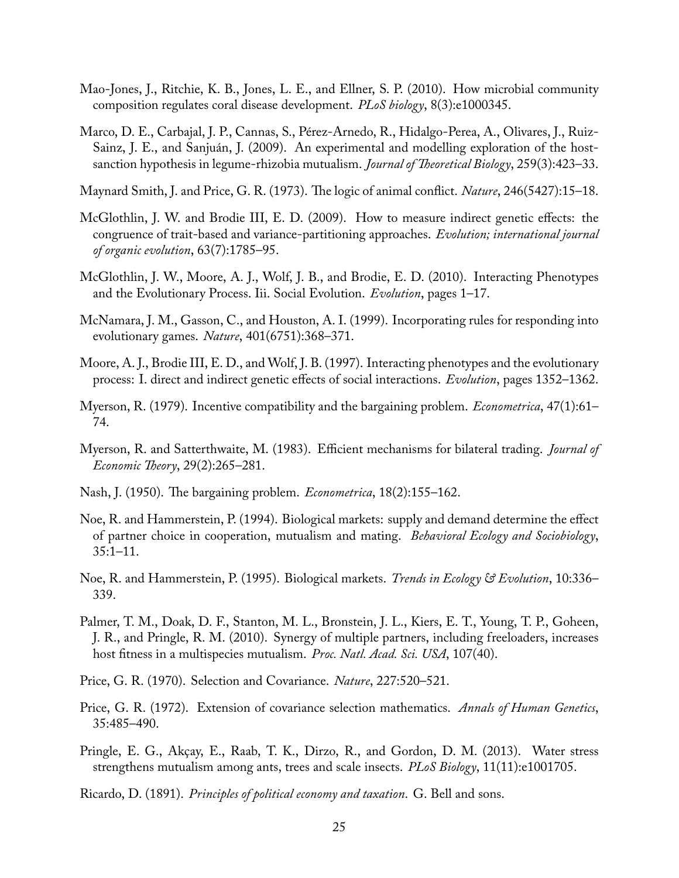Mao-Jones, J., Ritchie, K. B., Jones, L. E., and Ellner, S. P. (2010). How microbial community composition regulates coral disease development. *PLoS biology*, 8(3):e1000345.

Marco, D. E., Carbajal, J. P., Cannas, S., Pérez-Arnedo, R., Hidalgo-Perea, A., Olivares, J., Ruiz-Sainz, J. E., and Sanjuán, J. (2009). An experimental and modelling exploration of the host-sanction hypothesis in legume-rhizobia mutualism. *Journal of Theoretical Biology*, 259(3):423–33.

Maynard Smith, J. and Price, G. R. (1973). The logic of animal conflict. *Nature*, 246(5427):15–18.

McGlothlin, J. W. and Brodie III, E. D. (2009). How to measure indirect genetic effects: the congruence of trait-based and variance-partitioning approaches. *Evolution; international journal of organic evolution*, 63(7):1785–95.

McGlothlin, J. W., Moore, A. J., Wolf, J. B., and Brodie, E. D. (2010). Interacting Phenotypes and the Evolutionary Process. Iii. Social Evolution. *Evolution*, pages 1–17.

McNamara, J. M., Gasson, C., and Houston, A. I. (1999). Incorporating rules for responding into evolutionary games. *Nature*, 401(6751):368–371.

Moore, A. J., Brodie III, E. D., and Wolf, J. B. (1997). Interacting phenotypes and the evolutionary process: I. direct and indirect genetic effects of social interactions. *Evolution*, pages 1352–1362.

Myerson, R. (1979). Incentive compatibility and the bargaining problem. *Econometrica*, 47(1):61–74.

Myerson, R. and Satterthwaite, M. (1983). Efficient mechanisms for bilateral trading. *Journal of Economic Theory*, 29(2):265–281.

Nash, J. (1950). The bargaining problem. *Econometrica*, 18(2):155–162.

Noe, R. and Hammerstein, P. (1994). Biological markets: supply and demand determine the effect of partner choice in cooperation, mutualism and mating. *Behavioral Ecology and Sociobiology*, 35:1–11.

Noe, R. and Hammerstein, P. (1995). Biological markets. *Trends in Ecology & Evolution*, 10:336–339.

Palmer, T. M., Doak, D. F., Stanton, M. L., Bronstein, J. L., Kiers, E. T., Young, T. P., Goheen, J. R., and Pringle, R. M. (2010). Synergy of multiple partners, including freeloaders, increases host fitness in a multispecies mutualism. *Proc. Natl. Acad. Sci. USA*, 107(40).

Price, G. R. (1970). Selection and Covariance. *Nature*, 227:520–521.

Price, G. R. (1972). Extension of covariance selection mathematics. *Annals of Human Genetics*, 35:485–490.

Pringle, E. G., Akçay, E., Raab, T. K., Dirzo, R., and Gordon, D. M. (2013). Water stress strengthens mutualism among ants, trees and scale insects. *PLoS Biology*, 11(11):e1001705.

Ricardo, D. (1891). *Principles of political economy and taxation*. G. Bell and sons.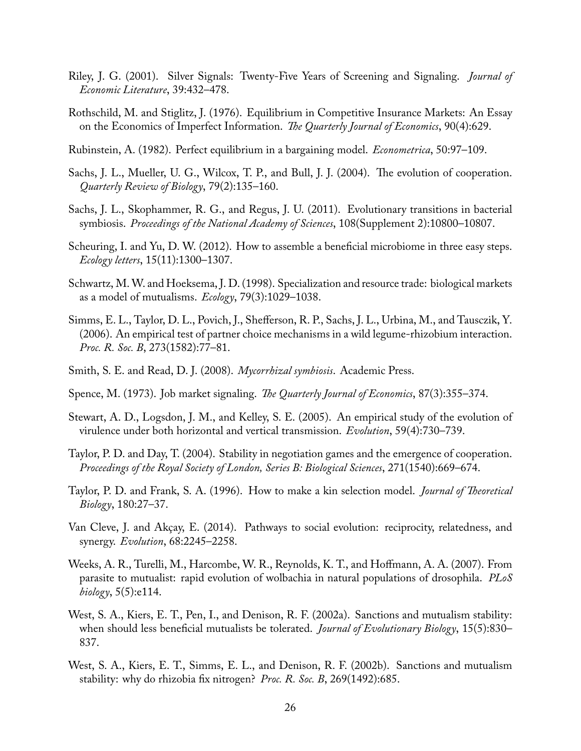Riley, J. G. (2001). Silver Signals: Twenty-Five Years of Screening and Signaling. *Journal of Economic Literature*, 39:432–478.

Rothschild, M. and Stiglitz, J. (1976). Equilibrium in Competitive Insurance Markets: An Essay on the Economics of Imperfect Information. *The Quarterly Journal of Economics*, 90(4):629.

Rubinstein, A. (1982). Perfect equilibrium in a bargaining model. *Econometrica*, 50:97–109.

Sachs, J. L., Mueller, U. G., Wilcox, T. P., and Bull, J. J. (2004). The evolution of cooperation. *Quarterly Review of Biology*, 79(2):135–160.

Sachs, J. L., Skophammer, R. G., and Regus, J. U. (2011). Evolutionary transitions in bacterial symbiosis. *Proceedings of the National Academy of Sciences*, 108(Supplement 2):10800–10807.

Scheuring, I. and Yu, D. W. (2012). How to assemble a beneficial microbiome in three easy steps. *Ecology letters*, 15(11):1300–1307.

Schwartz, M. W. and Hoeksema, J. D. (1998). Specialization and resource trade: biological markets as a model of mutualisms. *Ecology*, 79(3):1029–1038.

Simms, E. L., Taylor, D. L., Povich, J., Shefferson, R. P., Sachs, J. L., Urbina, M., and Tausczik, Y. (2006). An empirical test of partner choice mechanisms in a wild legume-rhizobium interaction. *Proc. R. Soc. B*, 273(1582):77–81.

Smith, S. E. and Read, D. J. (2008). *Mycorrhizal symbiosis*. Academic Press.

Spence, M. (1973). Job market signaling. *The Quarterly Journal of Economics*, 87(3):355–374.

Stewart, A. D., Logsdon, J. M., and Kelley, S. E. (2005). An empirical study of the evolution of virulence under both horizontal and vertical transmission. *Evolution*, 59(4):730–739.

Taylor, P. D. and Day, T. (2004). Stability in negotiation games and the emergence of cooperation. *Proceedings of the Royal Society of London, Series B: Biological Sciences*, 271(1540):669–674.

Taylor, P. D. and Frank, S. A. (1996). How to make a kin selection model. *Journal of Theoretical Biology*, 180:27–37.

Van Cleve, J. and Akçay, E. (2014). Pathways to social evolution: reciprocity, relatedness, and synergy. *Evolution*, 68:2245–2258.

Weeks, A. R., Turelli, M., Harcombe, W. R., Reynolds, K. T., and Hoffmann, A. A. (2007). From parasite to mutualist: rapid evolution of wolbachia in natural populations of drosophila. *PLoS biology*, 5(5):e114.

West, S. A., Kiers, E. T., Pen, I., and Denison, R. F. (2002a). Sanctions and mutualism stability: when should less beneficial mutualists be tolerated. *Journal of Evolutionary Biology*, 15(5):830–837.

West, S. A., Kiers, E. T., Simms, E. L., and Denison, R. F. (2002b). Sanctions and mutualism stability: why do rhizobia fix nitrogen? *Proc. R. Soc. B*, 269(1492):685.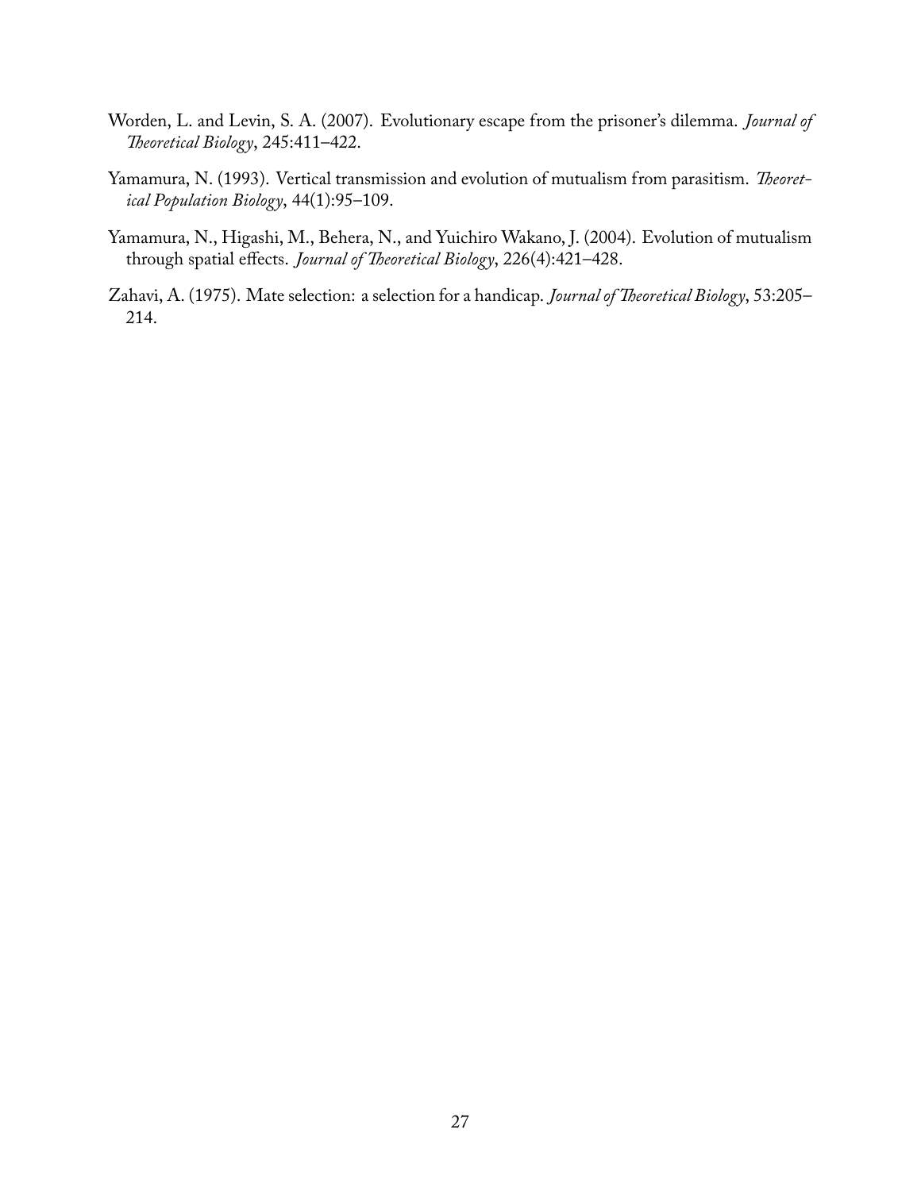Worden, L. and Levin, S. A. (2007). Evolutionary escape from the prisoner's dilemma. *Journal of Theoretical Biology*, 245:411–422.

Yamamura, N. (1993). Vertical transmission and evolution of mutualism from parasitism. *Theoretical Population Biology*, 44(1):95–109.

Yamamura, N., Higashi, M., Behera, N., and Yuichiro Wakano, J. (2004). Evolution of mutualism through spatial effects. *Journal of Theoretical Biology*, 226(4):421–428.

Zahavi, A. (1975). Mate selection: a selection for a handicap. *Journal of Theoretical Biology*, 53:205–214.